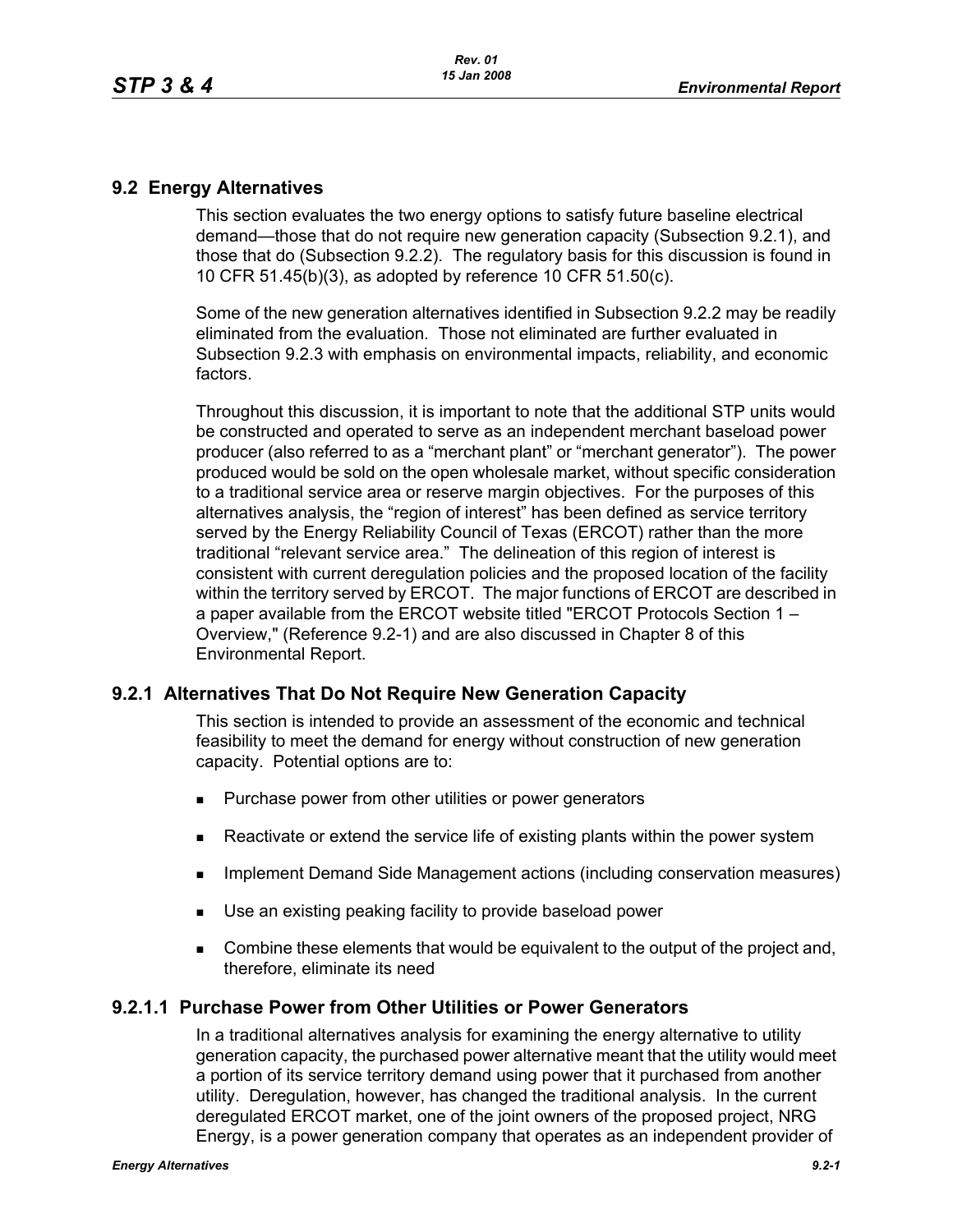## 9.2 Energy Alternatives

This section evaluates the two energy options to satisfy future baseline electrical demand—those that do not require new generation capacity (Subsection 9.2.1), and those that do (Subsection 9.2.2). The regulatory basis for this discussion is found in 10 CFR 51.45(b)(3), as adopted by reference 10 CFR 51.50(c).

Some of the new generation alternatives identified in Subsection 9.2.2 may be readily eliminated from the evaluation. Those not eliminated are further evaluated in Subsection 9.2.3 with emphasis on environmental impacts, reliability, and economic factors.

Throughout this discussion, it is important to note that the additional STP units would be constructed and operated to serve as an independent merchant baseload power producer (also referred to as a "merchant plant" or "merchant generator"). The power produced would be sold on the open wholesale market, without specific consideration to a traditional service area or reserve margin objectives. For the purposes of this alternatives analysis, the "region of interest" has been defined as service territory served by the Energy Reliability Council of Texas (ERCOT) rather than the more traditional "relevant service area." The delineation of this region of interest is consistent with current deregulation policies and the proposed location of the facility within the territory served by ERCOT. The major functions of ERCOT are described in a paper available from the ERCOT website titled "ERCOT Protocols Section 1 – Overview," (Reference 9.2-1) and are also discussed in Chapter 8 of this Environmental Report.

### 9.2.1 Alternatives That Do Not Require New Generation Capacity

This section is intended to provide an assessment of the economic and technical feasibility to meet the demand for energy without construction of new generation capacity. Potential options are to:

- Purchase power from other utilities or power generators
- Reactivate or extend the service life of existing plants within the power system
- Implement Demand Side Management actions (including conservation measures)
- Use an existing peaking facility to provide baseload power
- Combine these elements that would be equivalent to the output of the project and, therefore, eliminate its need

#### 9.2.1.1 Purchase Power from Other Utilities or Power Generators

In a traditional alternatives analysis for examining the energy alternative to utility generation capacity, the purchased power alternative meant that the utility would meet a portion of its service territory demand using power that it purchased from another utility. Deregulation, however, has changed the traditional analysis. In the current deregulated ERCOT market, one of the joint owners of the proposed project, NRG Energy, is a power generation company that operates as an independent provider of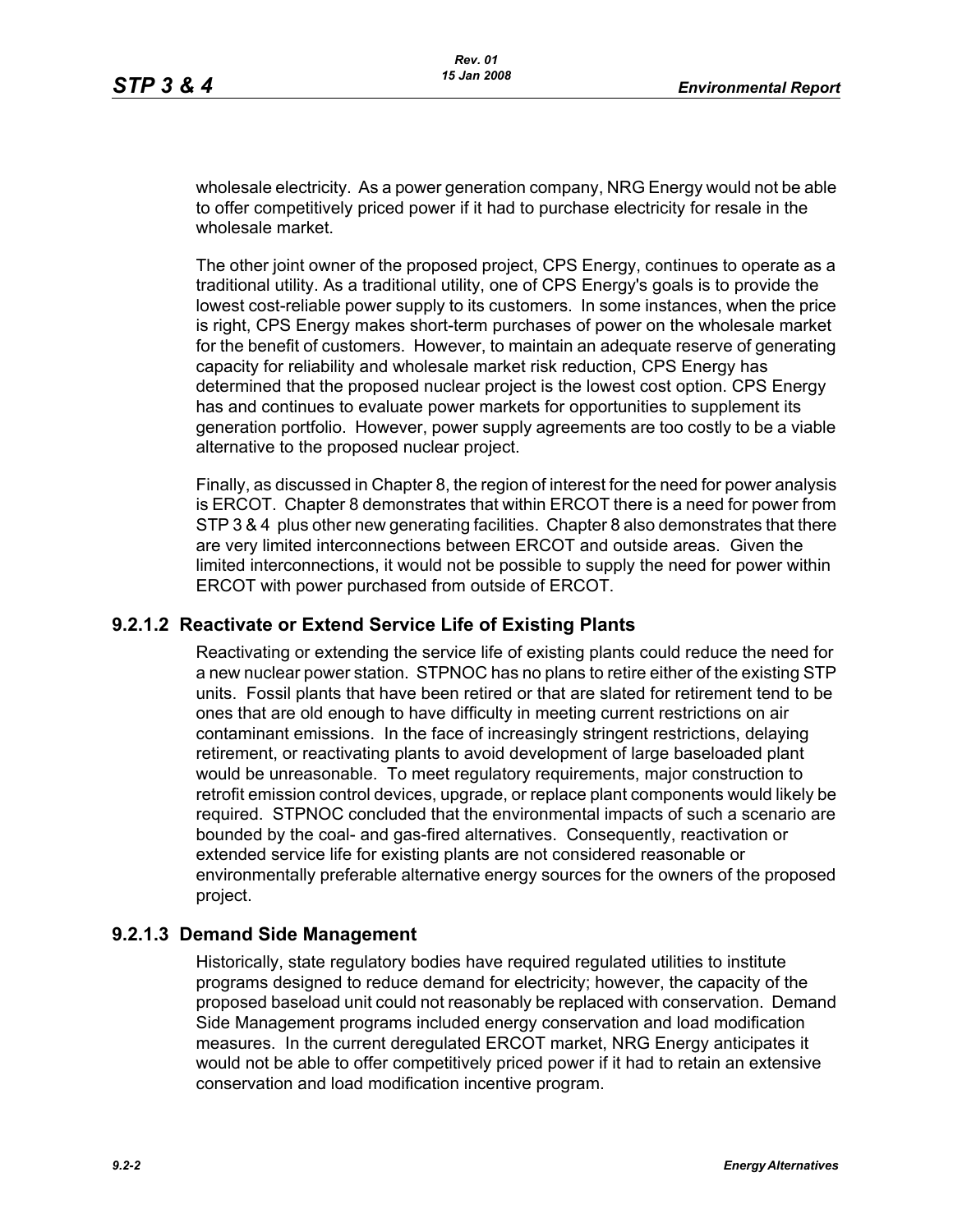wholesale electricity. As a power generation company, NRG Energy would not be able to offer competitively priced power if it had to purchase electricity for resale in the wholesale market.

The other joint owner of the proposed project, CPS Energy, continues to operate as a traditional utility. As a traditional utility, one of CPS Energy's goals is to provide the lowest cost-reliable power supply to its customers. In some instances, when the price is right, CPS Energy makes short-term purchases of power on the wholesale market for the benefit of customers. However, to maintain an adequate reserve of generating capacity for reliability and wholesale market risk reduction, CPS Energy has determined that the proposed nuclear project is the lowest cost option. CPS Energy has and continues to evaluate power markets for opportunities to supplement its generation portfolio. However, power supply agreements are too costly to be a viable alternative to the proposed nuclear project.

Finally, as discussed in Chapter 8, the region of interest for the need for power analysis is ERCOT. Chapter 8 demonstrates that within ERCOT there is a need for power from STP 3 & 4 plus other new generating facilities. Chapter 8 also demonstrates that there are very limited interconnections between ERCOT and outside areas. Given the limited interconnections, it would not be possible to supply the need for power within ERCOT with power purchased from outside of ERCOT.

### 9.2.1.2 Reactivate or Extend Service Life of Existing Plants

Reactivating or extending the service life of existing plants could reduce the need for a new nuclear power station. STPNOC has no plans to retire either of the existing STP units. Fossil plants that have been retired or that are slated for retirement tend to be ones that are old enough to have difficulty in meeting current restrictions on air contaminant emissions. In the face of increasingly stringent restrictions, delaying retirement, or reactivating plants to avoid development of large baseloaded plant would be unreasonable. To meet regulatory requirements, major construction to retrofit emission control devices, upgrade, or replace plant components would likely be required. STPNOC concluded that the environmental impacts of such a scenario are bounded by the coal- and gas-fired alternatives. Consequently, reactivation or extended service life for existing plants are not considered reasonable or environmentally preferable alternative energy sources for the owners of the proposed project.

### 9.2.1.3 Demand Side Management

Historically, state regulatory bodies have required regulated utilities to institute programs designed to reduce demand for electricity; however, the capacity of the proposed baseload unit could not reasonably be replaced with conservation. Demand Side Management programs included energy conservation and load modification measures. In the current deregulated ERCOT market, NRG Energy anticipates it would not be able to offer competitively priced power if it had to retain an extensive conservation and load modification incentive program.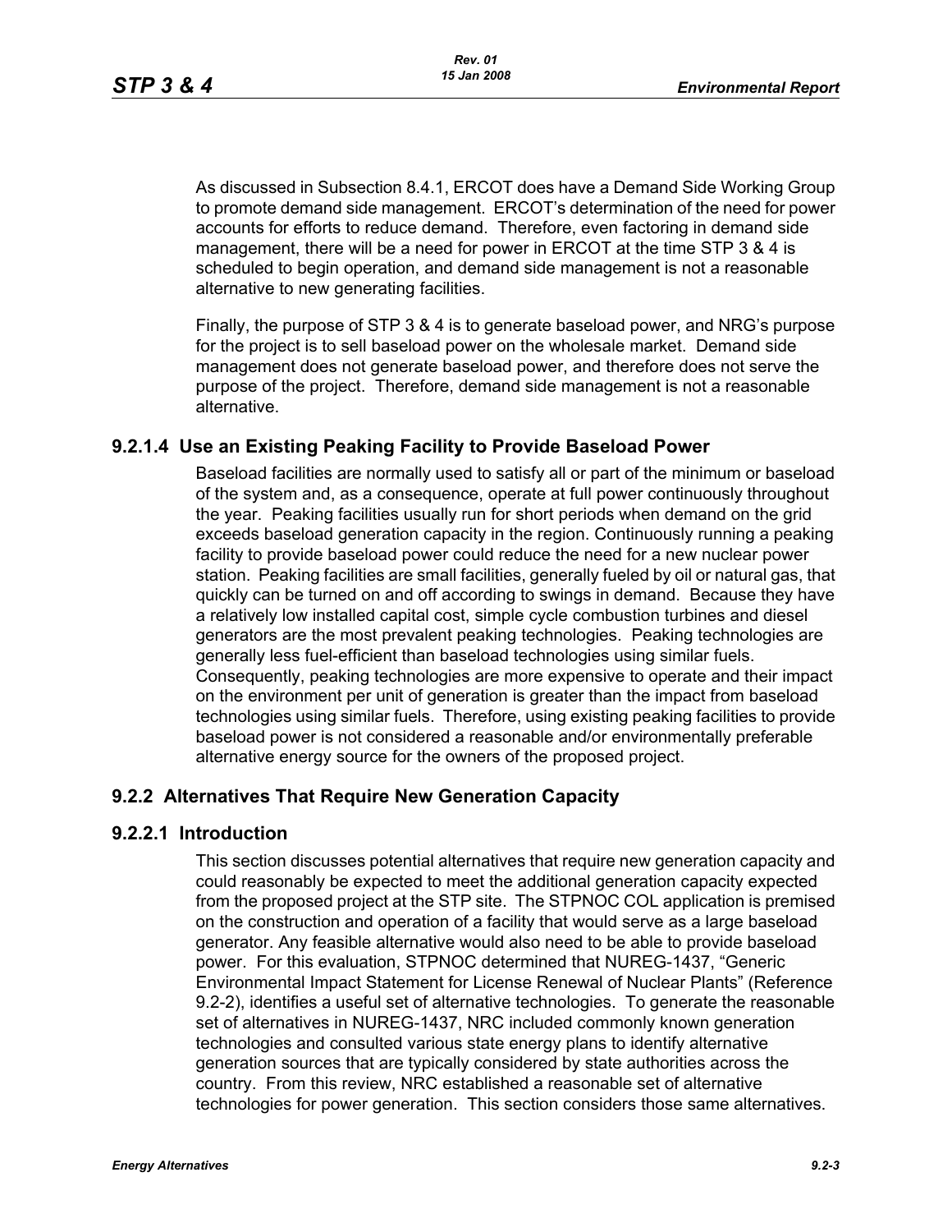As discussed in Subsection 8.4.1, ERCOT does have a Demand Side Working Group to promote demand side management. ERCOT's determination of the need for power accounts for efforts to reduce demand. Therefore, even factoring in demand side management, there will be a need for power in ERCOT at the time STP 3 & 4 is scheduled to begin operation, and demand side management is not a reasonable alternative to new generating facilities.

Finally, the purpose of STP 3 & 4 is to generate baseload power, and NRG's purpose for the project is to sell baseload power on the wholesale market. Demand side management does not generate baseload power, and therefore does not serve the purpose of the project. Therefore, demand side management is not a reasonable alternative.

#### 9.2.1.4 Use an Existing Peaking Facility to Provide Baseload Power

Baseload facilities are normally used to satisfy all or part of the minimum or baseload of the system and, as a consequence, operate at full power continuously throughout the year. Peaking facilities usually run for short periods when demand on the grid exceeds baseload generation capacity in the region. Continuously running a peaking facility to provide baseload power could reduce the need for a new nuclear power station. Peaking facilities are small facilities, generally fueled by oil or natural gas, that quickly can be turned on and off according to swings in demand. Because they have a relatively low installed capital cost, simple cycle combustion turbines and diesel generators are the most prevalent peaking technologies. Peaking technologies are generally less fuel-efficient than baseload technologies using similar fuels. Consequently, peaking technologies are more expensive to operate and their impact on the environment per unit of generation is greater than the impact from baseload technologies using similar fuels. Therefore, using existing peaking facilities to provide baseload power is not considered a reasonable and/or environmentally preferable alternative energy source for the owners of the proposed project.

### 9.2.2 Alternatives That Require New Generation Capacity

#### 9.2.2.1 Introduction

This section discusses potential alternatives that require new generation capacity and could reasonably be expected to meet the additional generation capacity expected from the proposed project at the STP site. The STPNOC COL application is premised on the construction and operation of a facility that would serve as a large baseload generator. Any feasible alternative would also need to be able to provide baseload power. For this evaluation, STPNOC determined that NUREG-1437, "Generic Environmental Impact Statement for License Renewal of Nuclear Plants" (Reference 9.2-2), identifies a useful set of alternative technologies. To generate the reasonable set of alternatives in NUREG-1437, NRC included commonly known generation technologies and consulted various state energy plans to identify alternative generation sources that are typically considered by state authorities across the country. From this review, NRC established a reasonable set of alternative technologies for power generation. This section considers those same alternatives.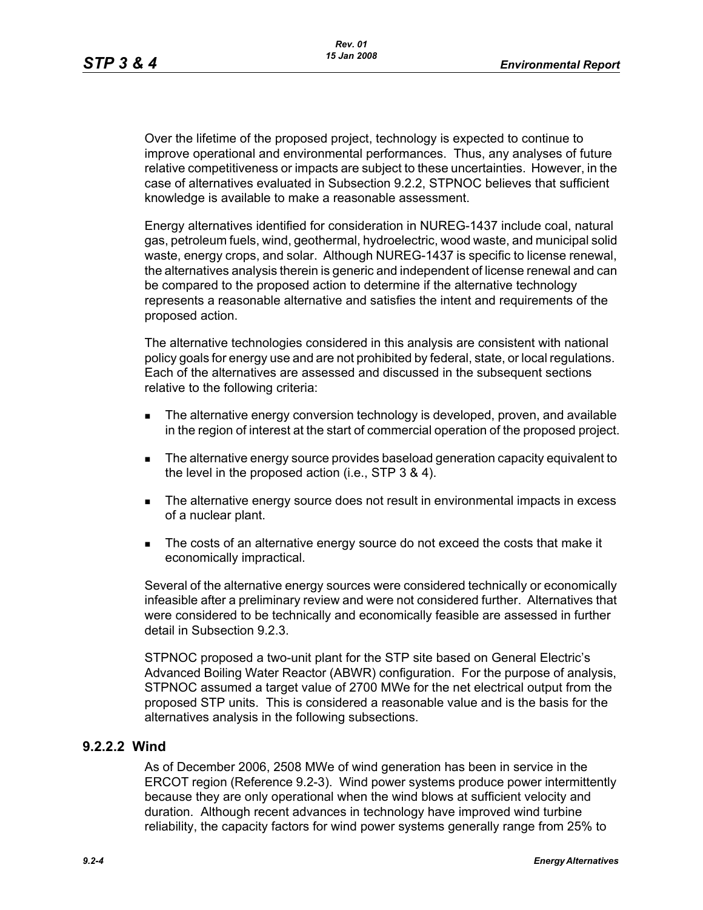Over the lifetime of the proposed project, technology is expected to continue to improve operational and environmental performances. Thus, any analyses of future relative competitiveness or impacts are subject to these uncertainties. However, in the case of alternatives evaluated in Subsection 9.2.2, STPNOC believes that sufficient knowledge is available to make a reasonable assessment.

Energy alternatives identified for consideration in NUREG-1437 include coal, natural gas, petroleum fuels, wind, geothermal, hydroelectric, wood waste, and municipal solid waste, energy crops, and solar. Although NUREG-1437 is specific to license renewal, the alternatives analysis therein is generic and independent of license renewal and can be compared to the proposed action to determine if the alternative technology represents a reasonable alternative and satisfies the intent and requirements of the proposed action.

The alternative technologies considered in this analysis are consistent with national policy goals for energy use and are not prohibited by federal, state, or local regulations. Each of the alternatives are assessed and discussed in the subsequent sections relative to the following criteria:

- The alternative energy conversion technology is developed, proven, and available in the region of interest at the start of commercial operation of the proposed project.
- The alternative energy source provides baseload generation capacity equivalent to the level in the proposed action (i.e., STP 3 & 4).
- The alternative energy source does not result in environmental impacts in excess of a nuclear plant.
- The costs of an alternative energy source do not exceed the costs that make it economically impractical.

Several of the alternative energy sources were considered technically or economically infeasible after a preliminary review and were not considered further. Alternatives that were considered to be technically and economically feasible are assessed in further detail in Subsection 9.2.3.

STPNOC proposed a two-unit plant for the STP site based on General Electric's Advanced Boiling Water Reactor (ABWR) configuration. For the purpose of analysis, STPNOC assumed a target value of 2700 MWe for the net electrical output from the proposed STP units. This is considered a reasonable value and is the basis for the alternatives analysis in the following subsections.

### 9.2.2.2 Wind

As of December 2006, 2508 MWe of wind generation has been in service in the ERCOT region (Reference 9.2-3). Wind power systems produce power intermittently because they are only operational when the wind blows at sufficient velocity and duration. Although recent advances in technology have improved wind turbine reliability, the capacity factors for wind power systems generally range from 25% to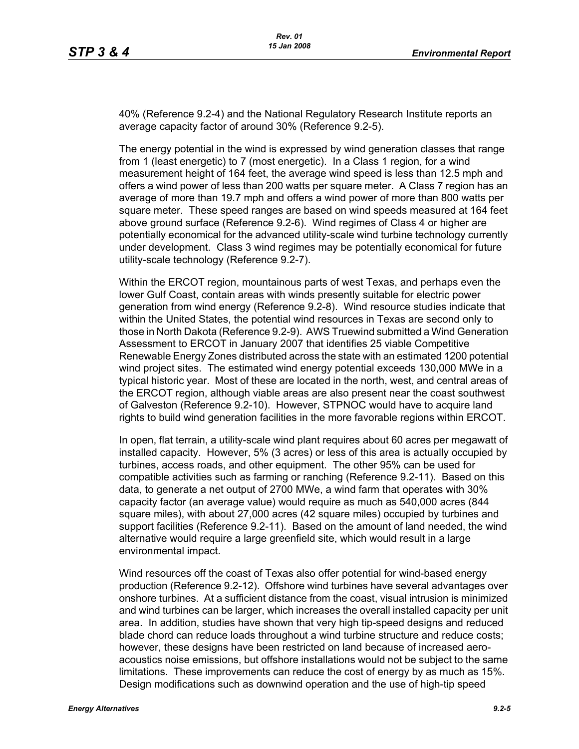40% (Reference 9.2-4) and the National Regulatory Research Institute reports an average capacity factor of around 30% (Reference 9.2-5).

The energy potential in the wind is expressed by wind generation classes that range from 1 (least energetic) to 7 (most energetic). In a Class 1 region, for a wind measurement height of 164 feet, the average wind speed is less than 12.5 mph and offers a wind power of less than 200 watts per square meter. A Class 7 region has an average of more than 19.7 mph and offers a wind power of more than 800 watts per square meter. These speed ranges are based on wind speeds measured at 164 feet above ground surface (Reference 9.2-6). Wind regimes of Class 4 or higher are potentially economical for the advanced utility-scale wind turbine technology currently under development. Class 3 wind regimes may be potentially economical for future utility-scale technology (Reference 9.2-7).

Within the ERCOT region, mountainous parts of west Texas, and perhaps even the lower Gulf Coast, contain areas with winds presently suitable for electric power generation from wind energy (Reference 9.2-8). Wind resource studies indicate that within the United States, the potential wind resources in Texas are second only to those in North Dakota (Reference 9.2-9). AWS Truewind submitted a Wind Generation Assessment to ERCOT in January 2007 that identifies 25 viable Competitive Renewable Energy Zones distributed across the state with an estimated 1200 potential wind project sites. The estimated wind energy potential exceeds 130,000 MWe in a typical historic year. Most of these are located in the north, west, and central areas of the ERCOT region, although viable areas are also present near the coast southwest of Galveston (Reference 9.2-10). However, STPNOC would have to acquire land rights to build wind generation facilities in the more favorable regions within ERCOT.

In open, flat terrain, a utility-scale wind plant requires about 60 acres per megawatt of installed capacity. However, 5% (3 acres) or less of this area is actually occupied by turbines, access roads, and other equipment. The other 95% can be used for compatible activities such as farming or ranching (Reference 9.2-11). Based on this data, to generate a net output of 2700 MWe, a wind farm that operates with 30% capacity factor (an average value) would require as much as 540,000 acres (844 square miles), with about 27,000 acres (42 square miles) occupied by turbines and support facilities (Reference 9.2-11). Based on the amount of land needed, the wind alternative would require a large greenfield site, which would result in a large environmental impact.

Wind resources off the coast of Texas also offer potential for wind-based energy production (Reference 9.2-12). Offshore wind turbines have several advantages over onshore turbines. At a sufficient distance from the coast, visual intrusion is minimized and wind turbines can be larger, which increases the overall installed capacity per unit area. In addition, studies have shown that very high tip-speed designs and reduced blade chord can reduce loads throughout a wind turbine structure and reduce costs; however, these designs have been restricted on land because of increased aero-acoustics noise emissions, but offshore installations would not be subject to the same limitations. These improvements can reduce the cost of energy by as much as 15%. Design modifications such as downwind operation and the use of high-tip speed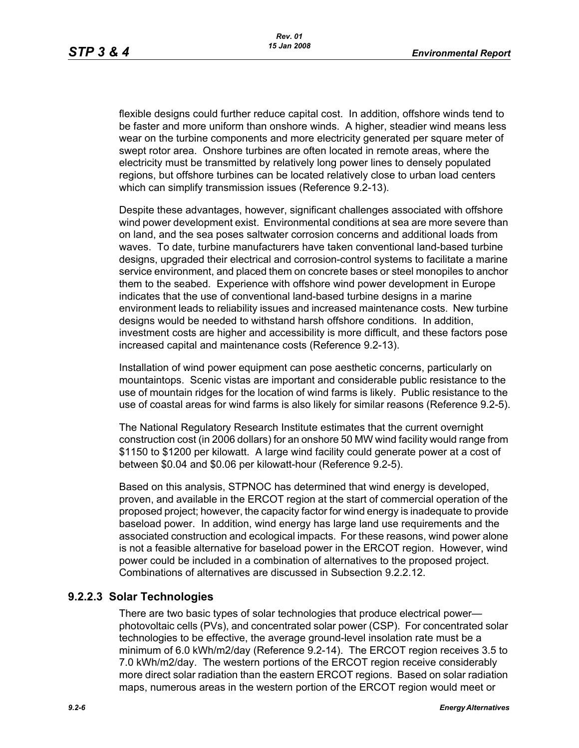flexible designs could further reduce capital cost. In addition, offshore winds tend to be faster and more uniform than onshore winds. A higher, steadier wind means less wear on the turbine components and more electricity generated per square meter of swept rotor area. Onshore turbines are often located in remote areas, where the electricity must be transmitted by relatively long power lines to densely populated regions, but offshore turbines can be located relatively close to urban load centers which can simplify transmission issues (Reference 9.2-13).

Despite these advantages, however, significant challenges associated with offshore wind power development exist. Environmental conditions at sea are more severe than on land, and the sea poses saltwater corrosion concerns and additional loads from waves. To date, turbine manufacturers have taken conventional land-based turbine designs, upgraded their electrical and corrosion-control systems to facilitate a marine service environment, and placed them on concrete bases or steel monopiles to anchor them to the seabed. Experience with offshore wind power development in Europe indicates that the use of conventional land-based turbine designs in a marine environment leads to reliability issues and increased maintenance costs. New turbine designs would be needed to withstand harsh offshore conditions. In addition, investment costs are higher and accessibility is more difficult, and these factors pose increased capital and maintenance costs (Reference 9.2-13).

Installation of wind power equipment can pose aesthetic concerns, particularly on mountaintops. Scenic vistas are important and considerable public resistance to the use of mountain ridges for the location of wind farms is likely. Public resistance to the use of coastal areas for wind farms is also likely for similar reasons (Reference 9.2-5).

The National Regulatory Research Institute estimates that the current overnight construction cost (in 2006 dollars) for an onshore 50 MW wind facility would range from \$1150 to \$1200 per kilowatt. A large wind facility could generate power at a cost of between \$0.04 and \$0.06 per kilowatt-hour (Reference 9.2-5).

Based on this analysis, STPNOC has determined that wind energy is developed, proven, and available in the ERCOT region at the start of commercial operation of the proposed project; however, the capacity factor for wind energy is inadequate to provide baseload power. In addition, wind energy has large land use requirements and the associated construction and ecological impacts. For these reasons, wind power alone is not a feasible alternative for baseload power in the ERCOT region. However, wind power could be included in a combination of alternatives to the proposed project. Combinations of alternatives are discussed in Subsection 9.2.2.12.

### 9.2.2.3 Solar Technologies

There are two basic types of solar technologies that produce electrical power—photovoltaic cells (PVs), and concentrated solar power (CSP). For concentrated solar technologies to be effective, the average ground-level insolation rate must be a minimum of 6.0 kWh/m2/day (Reference 9.2-14). The ERCOT region receives 3.5 to 7.0 kWh/m2/day. The western portions of the ERCOT region receive considerably more direct solar radiation than the eastern ERCOT regions. Based on solar radiation maps, numerous areas in the western portion of the ERCOT region would meet or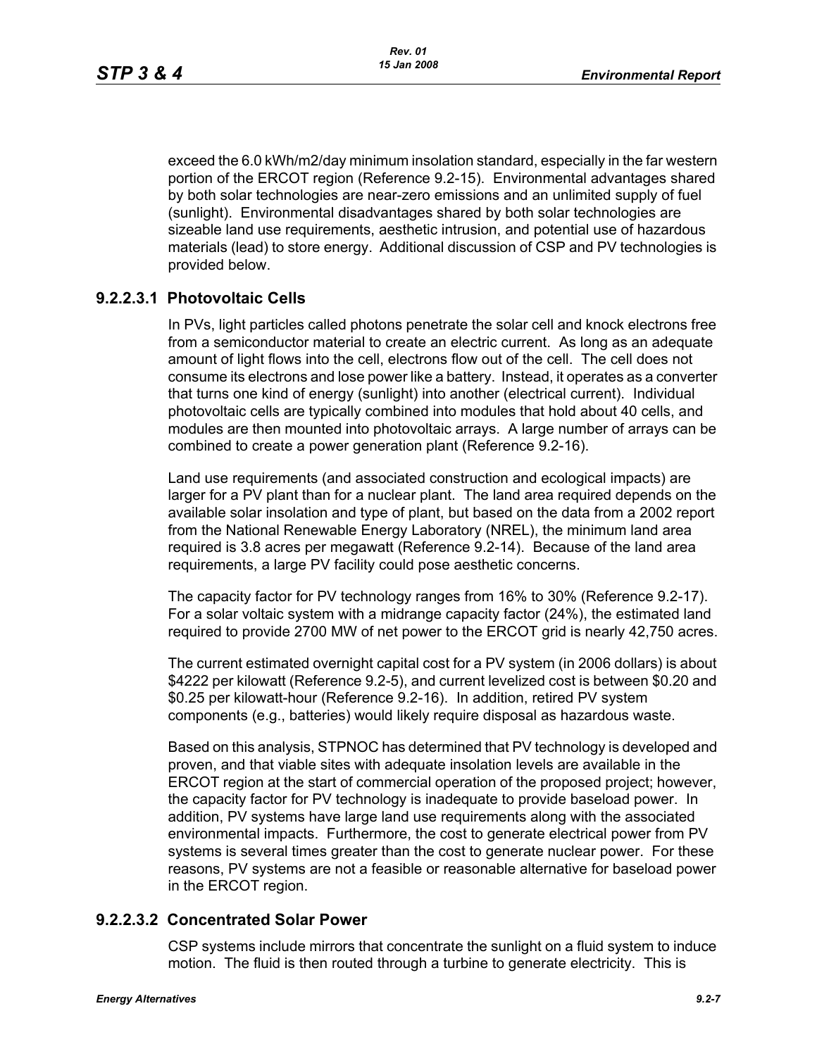exceed the 6.0 kWh/m2/day minimum insolation standard, especially in the far western portion of the ERCOT region (Reference 9.2-15). Environmental advantages shared by both solar technologies are near-zero emissions and an unlimited supply of fuel (sunlight). Environmental disadvantages shared by both solar technologies are sizeable land use requirements, aesthetic intrusion, and potential use of hazardous materials (lead) to store energy. Additional discussion of CSP and PV technologies is provided below.

### 9.2.2.3.1 Photovoltaic Cells

In PVs, light particles called photons penetrate the solar cell and knock electrons free from a semiconductor material to create an electric current. As long as an adequate amount of light flows into the cell, electrons flow out of the cell. The cell does not consume its electrons and lose power like a battery. Instead, it operates as a converter that turns one kind of energy (sunlight) into another (electrical current). Individual photovoltaic cells are typically combined into modules that hold about 40 cells, and modules are then mounted into photovoltaic arrays. A large number of arrays can be combined to create a power generation plant (Reference 9.2-16).

Land use requirements (and associated construction and ecological impacts) are larger for a PV plant than for a nuclear plant. The land area required depends on the available solar insolation and type of plant, but based on the data from a 2002 report from the National Renewable Energy Laboratory (NREL), the minimum land area required is 3.8 acres per megawatt (Reference 9.2-14). Because of the land area requirements, a large PV facility could pose aesthetic concerns.

The capacity factor for PV technology ranges from 16% to 30% (Reference 9.2-17). For a solar voltaic system with a midrange capacity factor (24%), the estimated land required to provide 2700 MW of net power to the ERCOT grid is nearly 42,750 acres.

The current estimated overnight capital cost for a PV system (in 2006 dollars) is about $4222 per kilowatt (Reference 9.2-5), and current levelized cost is between $0.20 and $0.25 per kilowatt-hour (Reference 9.2-16). In addition, retired PV system components (e.g., batteries) would likely require disposal as hazardous waste.

Based on this analysis, STPNOC has determined that PV technology is developed and proven, and that viable sites with adequate insolation levels are available in the ERCOT region at the start of commercial operation of the proposed project; however, the capacity factor for PV technology is inadequate to provide baseload power. In addition, PV systems have large land use requirements along with the associated environmental impacts. Furthermore, the cost to generate electrical power from PV systems is several times greater than the cost to generate nuclear power. For these reasons, PV systems are not a feasible or reasonable alternative for baseload power in the ERCOT region.

### 9.2.2.3.2 Concentrated Solar Power

CSP systems include mirrors that concentrate the sunlight on a fluid system to induce motion. The fluid is then routed through a turbine to generate electricity. This is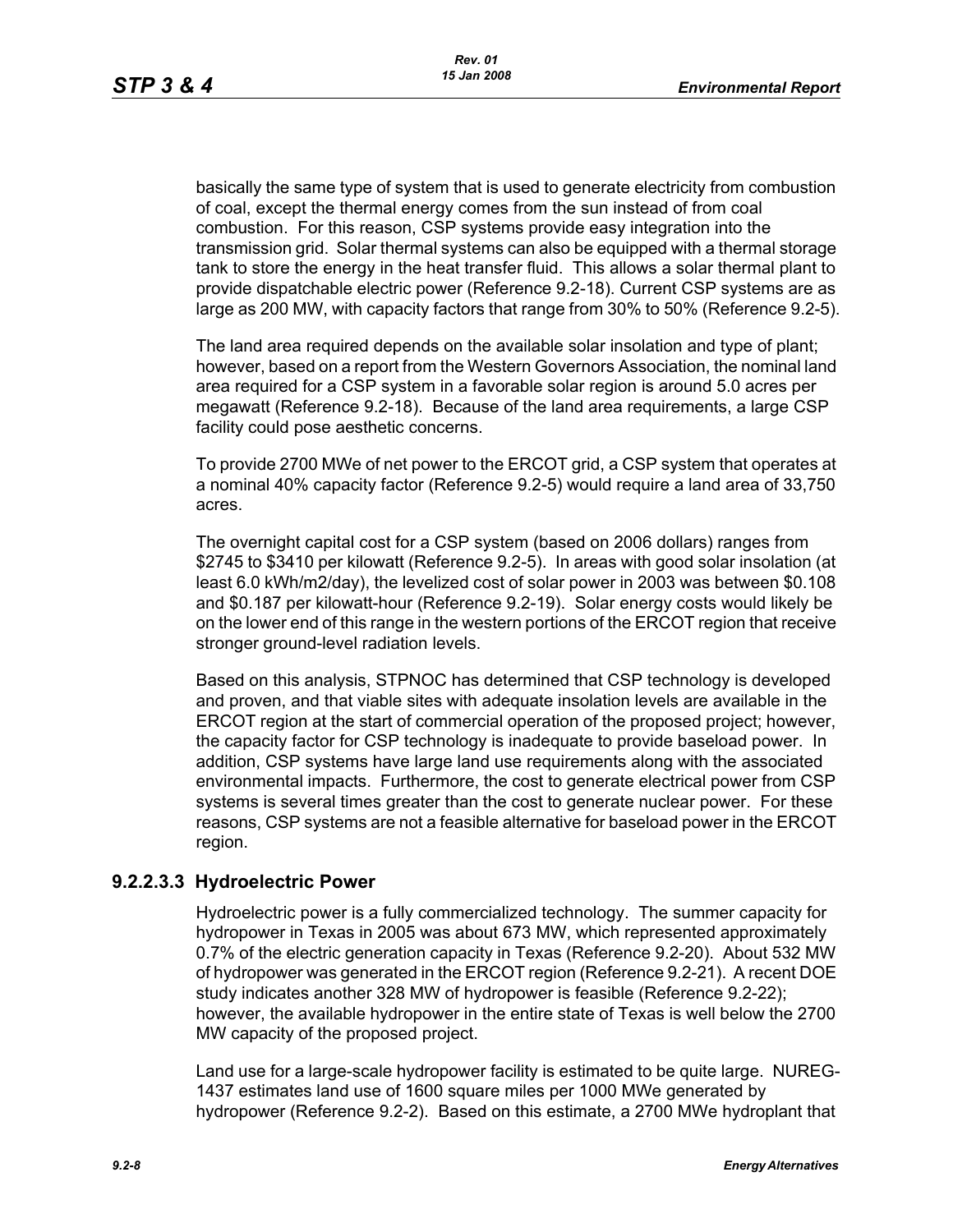basically the same type of system that is used to generate electricity from combustion of coal, except the thermal energy comes from the sun instead of from coal combustion. For this reason, CSP systems provide easy integration into the transmission grid. Solar thermal systems can also be equipped with a thermal storage tank to store the energy in the heat transfer fluid. This allows a solar thermal plant to provide dispatchable electric power (Reference 9.2-18). Current CSP systems are as large as 200 MW, with capacity factors that range from 30% to 50% (Reference 9.2-5).

The land area required depends on the available solar insolation and type of plant; however, based on a report from the Western Governors Association, the nominal land area required for a CSP system in a favorable solar region is around 5.0 acres per megawatt (Reference 9.2-18). Because of the land area requirements, a large CSP facility could pose aesthetic concerns.

To provide 2700 MWe of net power to the ERCOT grid, a CSP system that operates at a nominal 40% capacity factor (Reference 9.2-5) would require a land area of 33,750 acres.

The overnight capital cost for a CSP system (based on 2006 dollars) ranges from \$2745 to \$3410 per kilowatt (Reference 9.2-5). In areas with good solar insolation (at least 6.0 kWh/m2/day), the levelized cost of solar power in 2003 was between \$0.108 and \$0.187 per kilowatt-hour (Reference 9.2-19). Solar energy costs would likely be on the lower end of this range in the western portions of the ERCOT region that receive stronger ground-level radiation levels.

Based on this analysis, STPNOC has determined that CSP technology is developed and proven, and that viable sites with adequate insolation levels are available in the ERCOT region at the start of commercial operation of the proposed project; however, the capacity factor for CSP technology is inadequate to provide baseload power. In addition, CSP systems have large land use requirements along with the associated environmental impacts. Furthermore, the cost to generate electrical power from CSP systems is several times greater than the cost to generate nuclear power. For these reasons, CSP systems are not a feasible alternative for baseload power in the ERCOT region.

### 9.2.2.3.3 Hydroelectric Power

Hydroelectric power is a fully commercialized technology. The summer capacity for hydropower in Texas in 2005 was about 673 MW, which represented approximately 0.7% of the electric generation capacity in Texas (Reference 9.2-20). About 532 MW of hydropower was generated in the ERCOT region (Reference 9.2-21). A recent DOE study indicates another 328 MW of hydropower is feasible (Reference 9.2-22); however, the available hydropower in the entire state of Texas is well below the 2700 MW capacity of the proposed project.

Land use for a large-scale hydropower facility is estimated to be quite large. NUREG-1437 estimates land use of 1600 square miles per 1000 MWe generated by hydropower (Reference 9.2-2). Based on this estimate, a 2700 MWe hydroplant that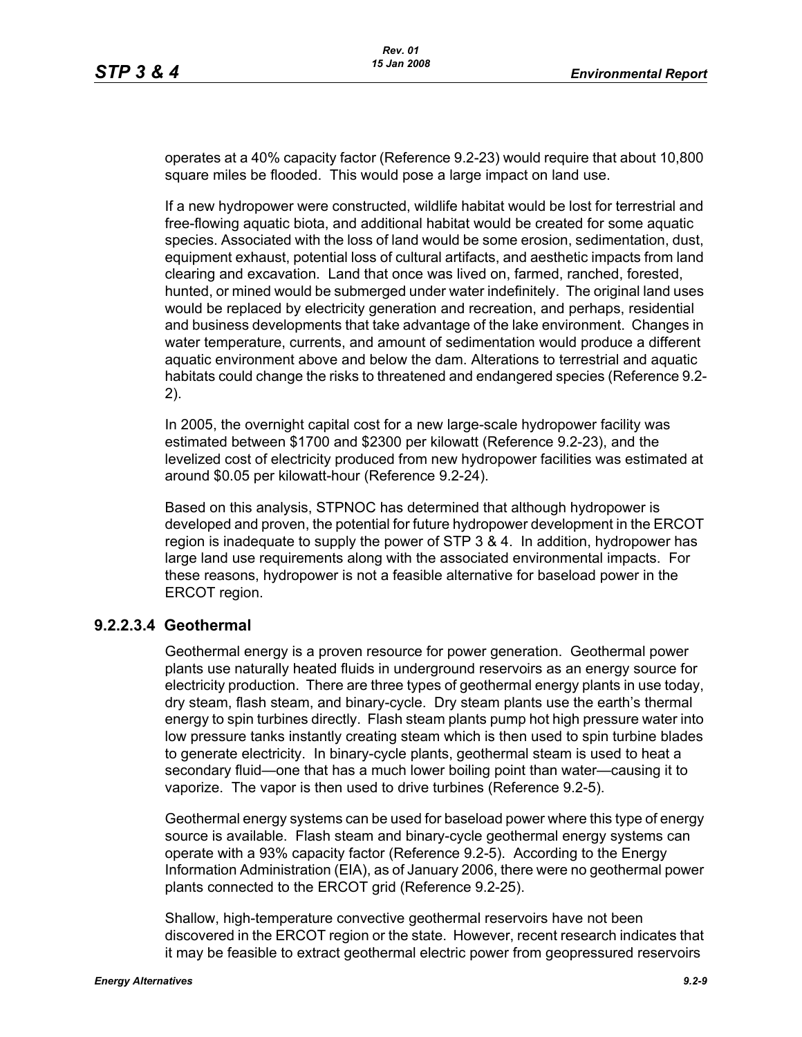operates at a 40% capacity factor (Reference 9.2-23) would require that about 10,800 square miles be flooded. This would pose a large impact on land use.

If a new hydropower were constructed, wildlife habitat would be lost for terrestrial and free-flowing aquatic biota, and additional habitat would be created for some aquatic species. Associated with the loss of land would be some erosion, sedimentation, dust, equipment exhaust, potential loss of cultural artifacts, and aesthetic impacts from land clearing and excavation. Land that once was lived on, farmed, ranched, forested, hunted, or mined would be submerged under water indefinitely. The original land uses would be replaced by electricity generation and recreation, and perhaps, residential and business developments that take advantage of the lake environment. Changes in water temperature, currents, and amount of sedimentation would produce a different aquatic environment above and below the dam. Alterations to terrestrial and aquatic habitats could change the risks to threatened and endangered species (Reference 9.2-2).

In 2005, the overnight capital cost for a new large-scale hydropower facility was estimated between $1700 and $2300 per kilowatt (Reference 9.2-23), and the levelized cost of electricity produced from new hydropower facilities was estimated at around $0.05 per kilowatt-hour (Reference 9.2-24).

Based on this analysis, STPNOC has determined that although hydropower is developed and proven, the potential for future hydropower development in the ERCOT region is inadequate to supply the power of STP 3 & 4. In addition, hydropower has large land use requirements along with the associated environmental impacts. For these reasons, hydropower is not a feasible alternative for baseload power in the ERCOT region.

### 9.2.2.3.4 Geothermal

Geothermal energy is a proven resource for power generation. Geothermal power plants use naturally heated fluids in underground reservoirs as an energy source for electricity production. There are three types of geothermal energy plants in use today, dry steam, flash steam, and binary-cycle. Dry steam plants use the earth's thermal energy to spin turbines directly. Flash steam plants pump hot high pressure water into low pressure tanks instantly creating steam which is then used to spin turbine blades to generate electricity. In binary-cycle plants, geothermal steam is used to heat a secondary fluid—one that has a much lower boiling point than water—causing it to vaporize. The vapor is then used to drive turbines (Reference 9.2-5).

Geothermal energy systems can be used for baseload power where this type of energy source is available. Flash steam and binary-cycle geothermal energy systems can operate with a 93% capacity factor (Reference 9.2-5). According to the Energy Information Administration (EIA), as of January 2006, there were no geothermal power plants connected to the ERCOT grid (Reference 9.2-25).

Shallow, high-temperature convective geothermal reservoirs have not been discovered in the ERCOT region or the state. However, recent research indicates that it may be feasible to extract geothermal electric power from geopressured reservoirs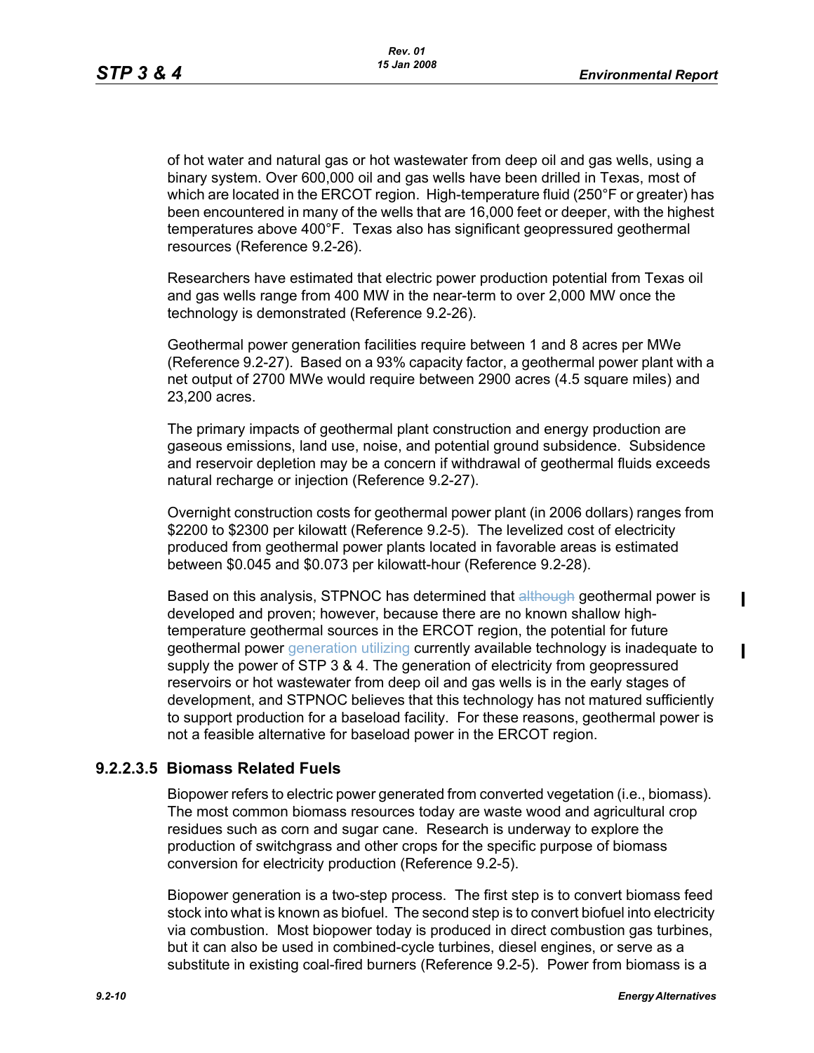of hot water and natural gas or hot wastewater from deep oil and gas wells, using a binary system. Over 600,000 oil and gas wells have been drilled in Texas, most of which are located in the ERCOT region. High-temperature fluid (250°F or greater) has been encountered in many of the wells that are 16,000 feet or deeper, with the highest temperatures above 400°F. Texas also has significant geopressured geothermal resources (Reference 9.2-26).

Researchers have estimated that electric power production potential from Texas oil and gas wells range from 400 MW in the near-term to over 2,000 MW once the technology is demonstrated (Reference 9.2-26).

Geothermal power generation facilities require between 1 and 8 acres per MWe (Reference 9.2-27). Based on a 93% capacity factor, a geothermal power plant with a net output of 2700 MWe would require between 2900 acres (4.5 square miles) and 23,200 acres.

The primary impacts of geothermal plant construction and energy production are gaseous emissions, land use, noise, and potential ground subsidence. Subsidence and reservoir depletion may be a concern if withdrawal of geothermal fluids exceeds natural recharge or injection (Reference 9.2-27).

Overnight construction costs for geothermal power plant (in 2006 dollars) ranges from \$2200 to \$2300 per kilowatt (Reference 9.2-5). The levelized cost of electricity produced from geothermal power plants located in favorable areas is estimated between \$0.045 and \$0.073 per kilowatt-hour (Reference 9.2-28).

Based on this analysis, STPNOC has determined that ~~although~~ geothermal power is developed and proven; however, because there are no known shallow high-temperature geothermal sources in the ERCOT region, the potential for future geothermal power generation utilizing currently available technology is inadequate to supply the power of STP 3 & 4. The generation of electricity from geopressured reservoirs or hot wastewater from deep oil and gas wells is in the early stages of development, and STPNOC believes that this technology has not matured sufficiently to support production for a baseload facility. For these reasons, geothermal power is not a feasible alternative for baseload power in the ERCOT region.

### 9.2.2.3.5 Biomass Related Fuels

Biopower refers to electric power generated from converted vegetation (i.e., biomass). The most common biomass resources today are waste wood and agricultural crop residues such as corn and sugar cane. Research is underway to explore the production of switchgrass and other crops for the specific purpose of biomass conversion for electricity production (Reference 9.2-5).

Biopower generation is a two-step process. The first step is to convert biomass feed stock into what is known as biofuel. The second step is to convert biofuel into electricity via combustion. Most biopower today is produced in direct combustion gas turbines, but it can also be used in combined-cycle turbines, diesel engines, or serve as a substitute in existing coal-fired burners (Reference 9.2-5). Power from biomass is a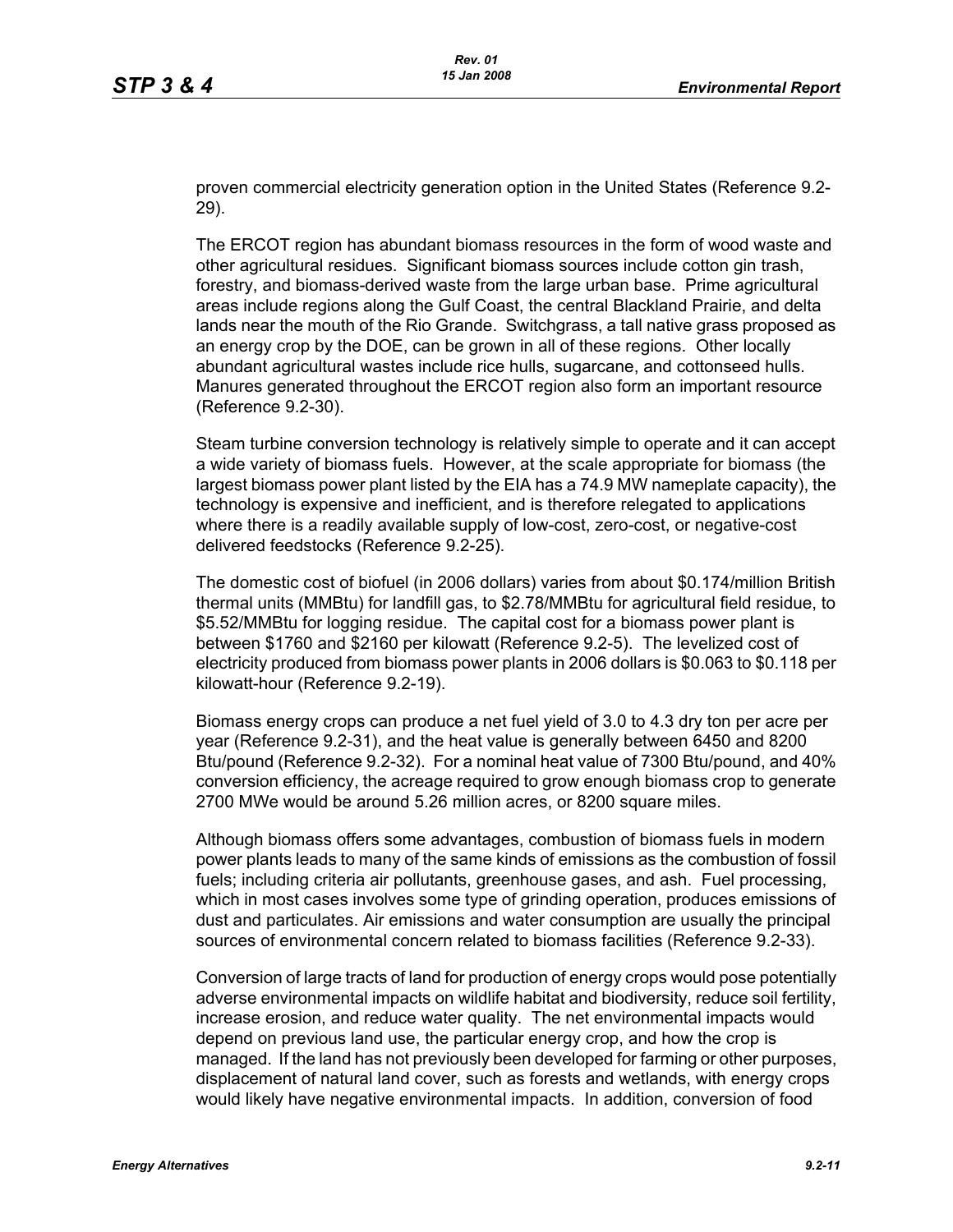proven commercial electricity generation option in the United States (Reference 9.2-29).

The ERCOT region has abundant biomass resources in the form of wood waste and other agricultural residues. Significant biomass sources include cotton gin trash, forestry, and biomass-derived waste from the large urban base. Prime agricultural areas include regions along the Gulf Coast, the central Blackland Prairie, and delta lands near the mouth of the Rio Grande. Switchgrass, a tall native grass proposed as an energy crop by the DOE, can be grown in all of these regions. Other locally abundant agricultural wastes include rice hulls, sugarcane, and cottonseed hulls. Manures generated throughout the ERCOT region also form an important resource (Reference 9.2-30).

Steam turbine conversion technology is relatively simple to operate and it can accept a wide variety of biomass fuels. However, at the scale appropriate for biomass (the largest biomass power plant listed by the EIA has a 74.9 MW nameplate capacity), the technology is expensive and inefficient, and is therefore relegated to applications where there is a readily available supply of low-cost, zero-cost, or negative-cost delivered feedstocks (Reference 9.2-25).

The domestic cost of biofuel (in 2006 dollars) varies from about $0.174/million British thermal units (MMBtu) for landfill gas, to $2.78/MMBtu for agricultural field residue, to $5.52/MMBtu for logging residue. The capital cost for a biomass power plant is between $1760 and $2160 per kilowatt (Reference 9.2-5). The levelized cost of electricity produced from biomass power plants in 2006 dollars is $0.063 to $0.118 per kilowatt-hour (Reference 9.2-19).

Biomass energy crops can produce a net fuel yield of 3.0 to 4.3 dry ton per acre per year (Reference 9.2-31), and the heat value is generally between 6450 and 8200 Btu/pound (Reference 9.2-32). For a nominal heat value of 7300 Btu/pound, and 40% conversion efficiency, the acreage required to grow enough biomass crop to generate 2700 MWe would be around 5.26 million acres, or 8200 square miles.

Although biomass offers some advantages, combustion of biomass fuels in modern power plants leads to many of the same kinds of emissions as the combustion of fossil fuels; including criteria air pollutants, greenhouse gases, and ash. Fuel processing, which in most cases involves some type of grinding operation, produces emissions of dust and particulates. Air emissions and water consumption are usually the principal sources of environmental concern related to biomass facilities (Reference 9.2-33).

Conversion of large tracts of land for production of energy crops would pose potentially adverse environmental impacts on wildlife habitat and biodiversity, reduce soil fertility, increase erosion, and reduce water quality. The net environmental impacts would depend on previous land use, the particular energy crop, and how the crop is managed. If the land has not previously been developed for farming or other purposes, displacement of natural land cover, such as forests and wetlands, with energy crops would likely have negative environmental impacts. In addition, conversion of food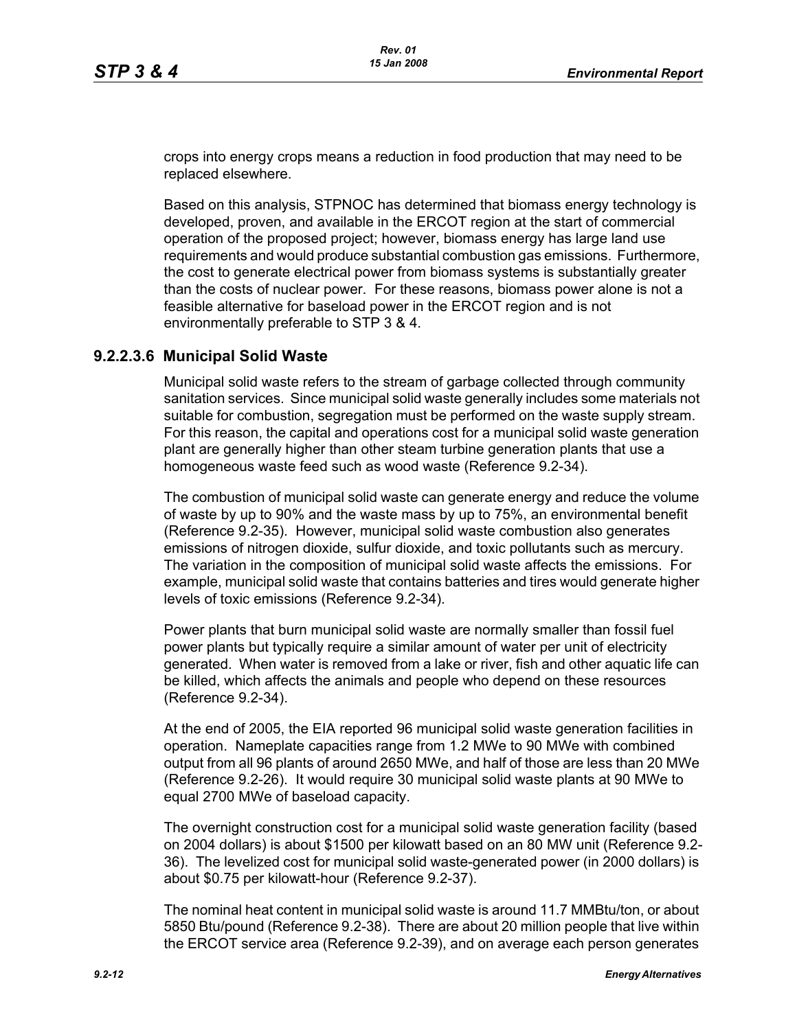crops into energy crops means a reduction in food production that may need to be replaced elsewhere.

Based on this analysis, STPNOC has determined that biomass energy technology is developed, proven, and available in the ERCOT region at the start of commercial operation of the proposed project; however, biomass energy has large land use requirements and would produce substantial combustion gas emissions. Furthermore, the cost to generate electrical power from biomass systems is substantially greater than the costs of nuclear power. For these reasons, biomass power alone is not a feasible alternative for baseload power in the ERCOT region and is not environmentally preferable to STP 3 & 4.

### 9.2.2.3.6 Municipal Solid Waste

Municipal solid waste refers to the stream of garbage collected through community sanitation services. Since municipal solid waste generally includes some materials not suitable for combustion, segregation must be performed on the waste supply stream. For this reason, the capital and operations cost for a municipal solid waste generation plant are generally higher than other steam turbine generation plants that use a homogeneous waste feed such as wood waste (Reference 9.2-34).

The combustion of municipal solid waste can generate energy and reduce the volume of waste by up to 90% and the waste mass by up to 75%, an environmental benefit (Reference 9.2-35). However, municipal solid waste combustion also generates emissions of nitrogen dioxide, sulfur dioxide, and toxic pollutants such as mercury. The variation in the composition of municipal solid waste affects the emissions. For example, municipal solid waste that contains batteries and tires would generate higher levels of toxic emissions (Reference 9.2-34).

Power plants that burn municipal solid waste are normally smaller than fossil fuel power plants but typically require a similar amount of water per unit of electricity generated. When water is removed from a lake or river, fish and other aquatic life can be killed, which affects the animals and people who depend on these resources (Reference 9.2-34).

At the end of 2005, the EIA reported 96 municipal solid waste generation facilities in operation. Nameplate capacities range from 1.2 MWe to 90 MWe with combined output from all 96 plants of around 2650 MWe, and half of those are less than 20 MWe (Reference 9.2-26). It would require 30 municipal solid waste plants at 90 MWe to equal 2700 MWe of baseload capacity.

The overnight construction cost for a municipal solid waste generation facility (based on 2004 dollars) is about $1500 per kilowatt based on an 80 MW unit (Reference 9.2-36). The levelized cost for municipal solid waste-generated power (in 2000 dollars) is about $0.75 per kilowatt-hour (Reference 9.2-37).

The nominal heat content in municipal solid waste is around 11.7 MMBtu/ton, or about 5850 Btu/pound (Reference 9.2-38). There are about 20 million people that live within the ERCOT service area (Reference 9.2-39), and on average each person generates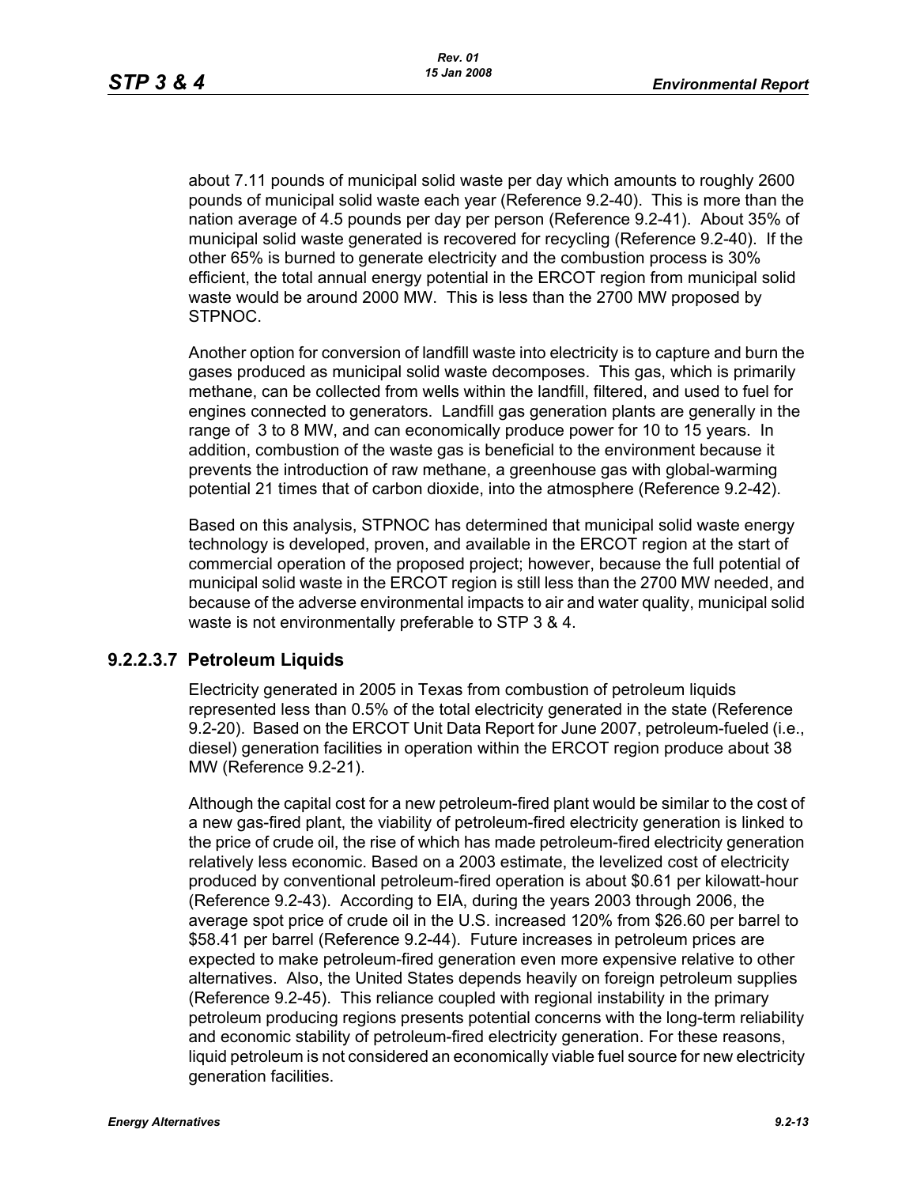about 7.11 pounds of municipal solid waste per day which amounts to roughly 2600 pounds of municipal solid waste each year (Reference 9.2-40). This is more than the nation average of 4.5 pounds per day per person (Reference 9.2-41). About 35% of municipal solid waste generated is recovered for recycling (Reference 9.2-40). If the other 65% is burned to generate electricity and the combustion process is 30% efficient, the total annual energy potential in the ERCOT region from municipal solid waste would be around 2000 MW. This is less than the 2700 MW proposed by STPNOC.

Another option for conversion of landfill waste into electricity is to capture and burn the gases produced as municipal solid waste decomposes. This gas, which is primarily methane, can be collected from wells within the landfill, filtered, and used to fuel for engines connected to generators. Landfill gas generation plants are generally in the range of 3 to 8 MW, and can economically produce power for 10 to 15 years. In addition, combustion of the waste gas is beneficial to the environment because it prevents the introduction of raw methane, a greenhouse gas with global-warming potential 21 times that of carbon dioxide, into the atmosphere (Reference 9.2-42).

Based on this analysis, STPNOC has determined that municipal solid waste energy technology is developed, proven, and available in the ERCOT region at the start of commercial operation of the proposed project; however, because the full potential of municipal solid waste in the ERCOT region is still less than the 2700 MW needed, and because of the adverse environmental impacts to air and water quality, municipal solid waste is not environmentally preferable to STP 3 & 4.

### 9.2.2.3.7 Petroleum Liquids

Electricity generated in 2005 in Texas from combustion of petroleum liquids represented less than 0.5% of the total electricity generated in the state (Reference 9.2-20). Based on the ERCOT Unit Data Report for June 2007, petroleum-fueled (i.e., diesel) generation facilities in operation within the ERCOT region produce about 38 MW (Reference 9.2-21).

Although the capital cost for a new petroleum-fired plant would be similar to the cost of a new gas-fired plant, the viability of petroleum-fired electricity generation is linked to the price of crude oil, the rise of which has made petroleum-fired electricity generation relatively less economic. Based on a 2003 estimate, the levelized cost of electricity produced by conventional petroleum-fired operation is about $0.61 per kilowatt-hour (Reference 9.2-43). According to EIA, during the years 2003 through 2006, the average spot price of crude oil in the U.S. increased 120% from $26.60 per barrel to $58.41 per barrel (Reference 9.2-44). Future increases in petroleum prices are expected to make petroleum-fired generation even more expensive relative to other alternatives. Also, the United States depends heavily on foreign petroleum supplies (Reference 9.2-45). This reliance coupled with regional instability in the primary petroleum producing regions presents potential concerns with the long-term reliability and economic stability of petroleum-fired electricity generation. For these reasons, liquid petroleum is not considered an economically viable fuel source for new electricity generation facilities.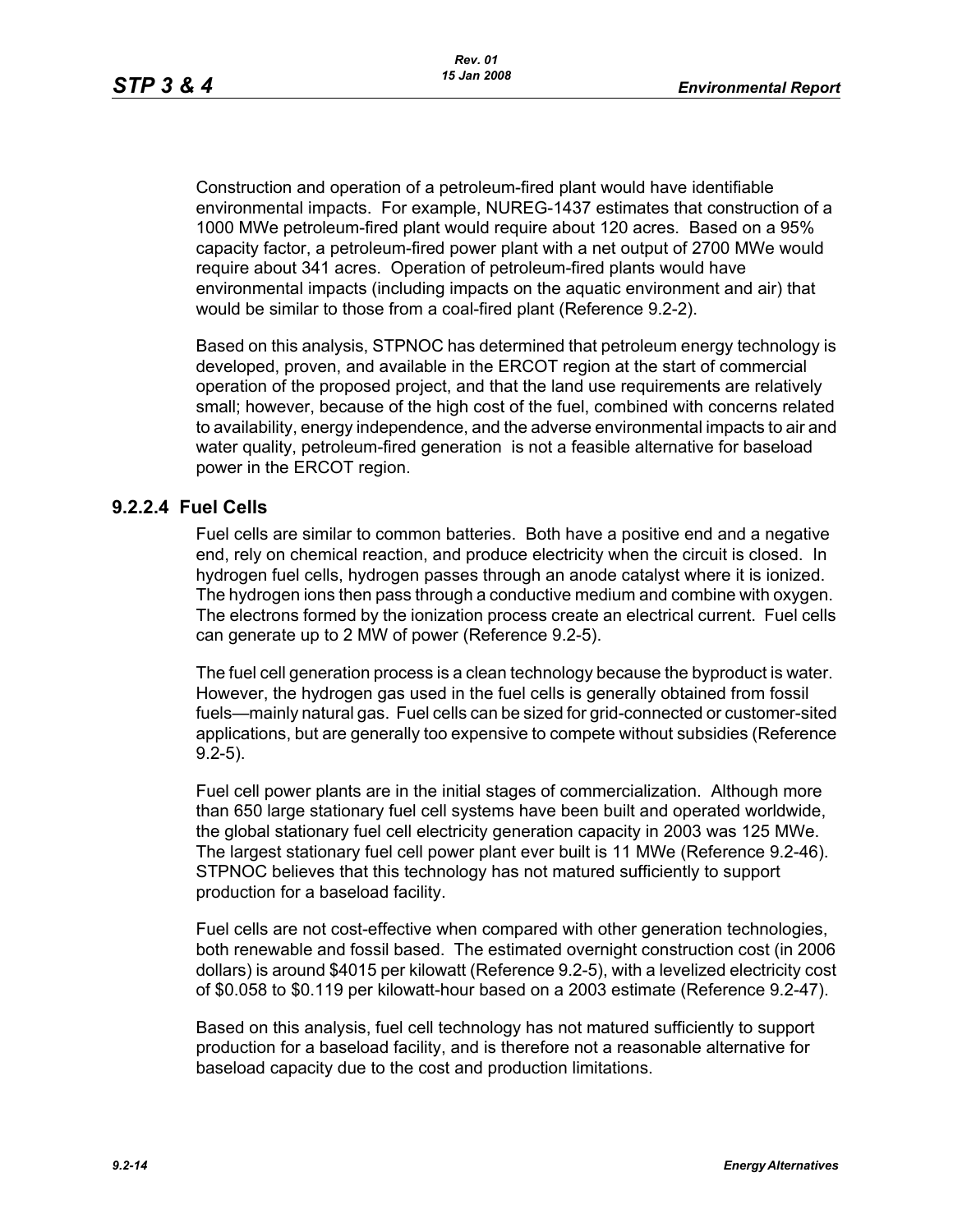Construction and operation of a petroleum-fired plant would have identifiable environmental impacts. For example, NUREG-1437 estimates that construction of a 1000 MWe petroleum-fired plant would require about 120 acres. Based on a 95% capacity factor, a petroleum-fired power plant with a net output of 2700 MWe would require about 341 acres. Operation of petroleum-fired plants would have environmental impacts (including impacts on the aquatic environment and air) that would be similar to those from a coal-fired plant (Reference 9.2-2).

Based on this analysis, STPNOC has determined that petroleum energy technology is developed, proven, and available in the ERCOT region at the start of commercial operation of the proposed project, and that the land use requirements are relatively small; however, because of the high cost of the fuel, combined with concerns related to availability, energy independence, and the adverse environmental impacts to air and water quality, petroleum-fired generation is not a feasible alternative for baseload power in the ERCOT region.

### 9.2.2.4 Fuel Cells

Fuel cells are similar to common batteries. Both have a positive end and a negative end, rely on chemical reaction, and produce electricity when the circuit is closed. In hydrogen fuel cells, hydrogen passes through an anode catalyst where it is ionized. The hydrogen ions then pass through a conductive medium and combine with oxygen. The electrons formed by the ionization process create an electrical current. Fuel cells can generate up to 2 MW of power (Reference 9.2-5).

The fuel cell generation process is a clean technology because the byproduct is water. However, the hydrogen gas used in the fuel cells is generally obtained from fossil fuels—mainly natural gas. Fuel cells can be sized for grid-connected or customer-sited applications, but are generally too expensive to compete without subsidies (Reference 9.2-5).

Fuel cell power plants are in the initial stages of commercialization. Although more than 650 large stationary fuel cell systems have been built and operated worldwide, the global stationary fuel cell electricity generation capacity in 2003 was 125 MWe. The largest stationary fuel cell power plant ever built is 11 MWe (Reference 9.2-46). STPNOC believes that this technology has not matured sufficiently to support production for a baseload facility.

Fuel cells are not cost-effective when compared with other generation technologies, both renewable and fossil based. The estimated overnight construction cost (in 2006 dollars) is around $4015 per kilowatt (Reference 9.2-5), with a levelized electricity cost of $0.058 to $0.119 per kilowatt-hour based on a 2003 estimate (Reference 9.2-47).

Based on this analysis, fuel cell technology has not matured sufficiently to support production for a baseload facility, and is therefore not a reasonable alternative for baseload capacity due to the cost and production limitations.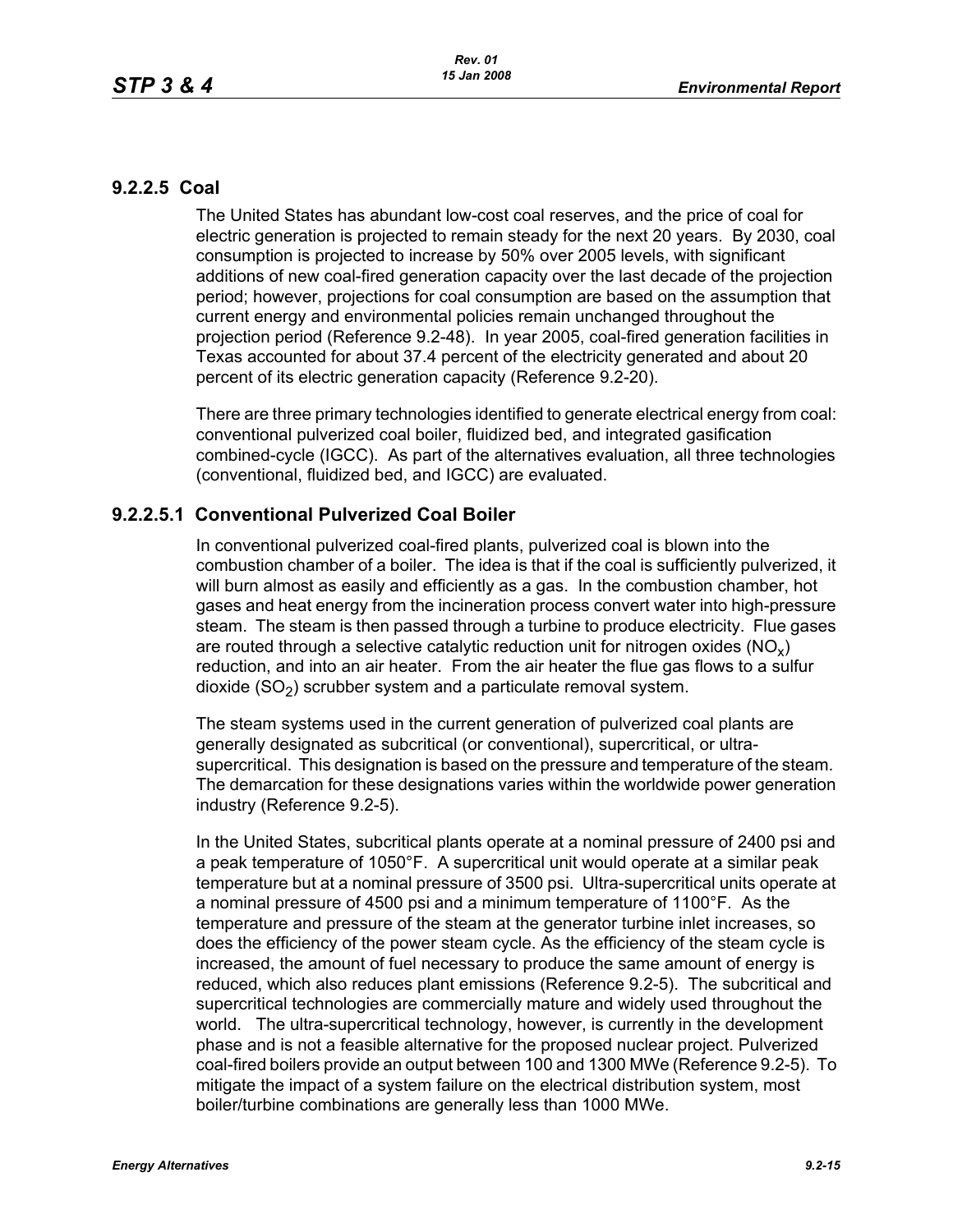### 9.2.2.5 Coal

The United States has abundant low-cost coal reserves, and the price of coal for electric generation is projected to remain steady for the next 20 years. By 2030, coal consumption is projected to increase by 50% over 2005 levels, with significant additions of new coal-fired generation capacity over the last decade of the projection period; however, projections for coal consumption are based on the assumption that current energy and environmental policies remain unchanged throughout the projection period (Reference 9.2-48). In year 2005, coal-fired generation facilities in Texas accounted for about 37.4 percent of the electricity generated and about 20 percent of its electric generation capacity (Reference 9.2-20).

There are three primary technologies identified to generate electrical energy from coal: conventional pulverized coal boiler, fluidized bed, and integrated gasification combined-cycle (IGCC). As part of the alternatives evaluation, all three technologies (conventional, fluidized bed, and IGCC) are evaluated.

#### 9.2.2.5.1 Conventional Pulverized Coal Boiler

In conventional pulverized coal-fired plants, pulverized coal is blown into the combustion chamber of a boiler. The idea is that if the coal is sufficiently pulverized, it will burn almost as easily and efficiently as a gas. In the combustion chamber, hot gases and heat energy from the incineration process convert water into high-pressure steam. The steam is then passed through a turbine to produce electricity. Flue gases are routed through a selective catalytic reduction unit for nitrogen oxides ($NO_x$) reduction, and into an air heater. From the air heater the flue gas flows to a sulfur dioxide ($SO_2$) scrubber system and a particulate removal system.

The steam systems used in the current generation of pulverized coal plants are generally designated as subcritical (or conventional), supercritical, or ultra-supercritical. This designation is based on the pressure and temperature of the steam. The demarcation for these designations varies within the worldwide power generation industry (Reference 9.2-5).

In the United States, subcritical plants operate at a nominal pressure of 2400 psi and a peak temperature of 1050°F. A supercritical unit would operate at a similar peak temperature but at a nominal pressure of 3500 psi. Ultra-supercritical units operate at a nominal pressure of 4500 psi and a minimum temperature of 1100°F. As the temperature and pressure of the steam at the generator turbine inlet increases, so does the efficiency of the power steam cycle. As the efficiency of the steam cycle is increased, the amount of fuel necessary to produce the same amount of energy is reduced, which also reduces plant emissions (Reference 9.2-5). The subcritical and supercritical technologies are commercially mature and widely used throughout the world. The ultra-supercritical technology, however, is currently in the development phase and is not a feasible alternative for the proposed nuclear project. Pulverized coal-fired boilers provide an output between 100 and 1300 MWe (Reference 9.2-5). To mitigate the impact of a system failure on the electrical distribution system, most boiler/turbine combinations are generally less than 1000 MWe.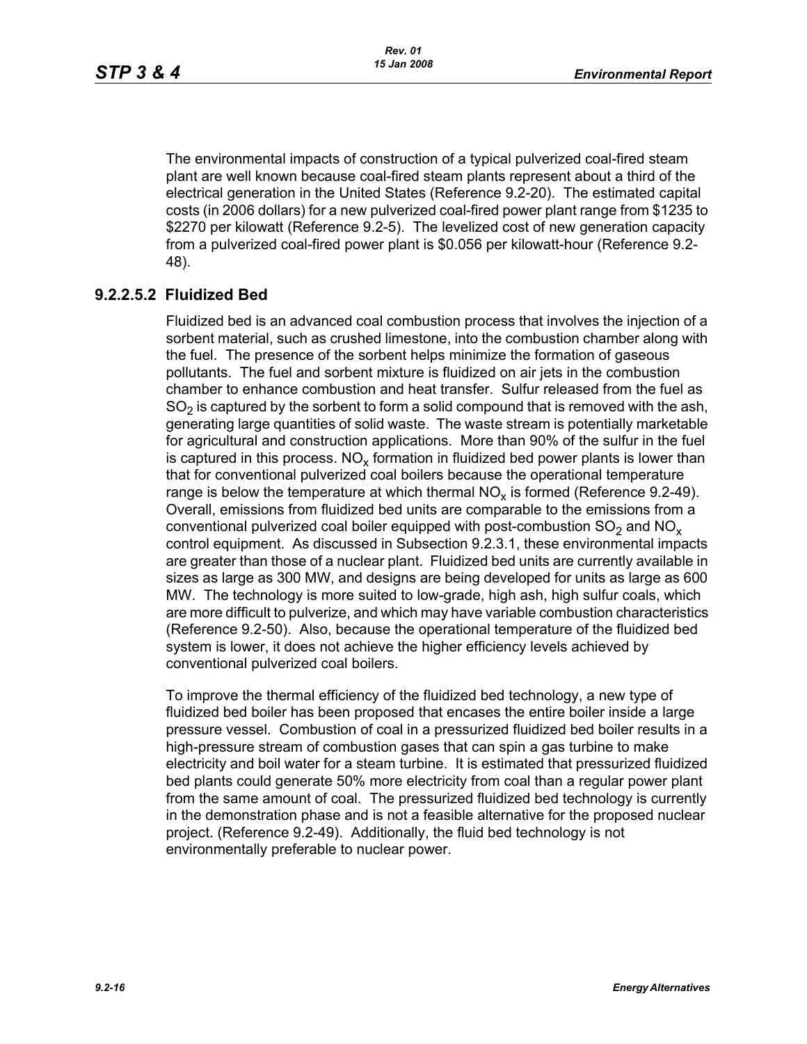The environmental impacts of construction of a typical pulverized coal-fired steam plant are well known because coal-fired steam plants represent about a third of the electrical generation in the United States (Reference 9.2-20). The estimated capital costs (in 2006 dollars) for a new pulverized coal-fired power plant range from $1235 to $2270 per kilowatt (Reference 9.2-5). The levelized cost of new generation capacity from a pulverized coal-fired power plant is $0.056 per kilowatt-hour (Reference 9.2-48).

### 9.2.2.5.2 Fluidized Bed

Fluidized bed is an advanced coal combustion process that involves the injection of a sorbent material, such as crushed limestone, into the combustion chamber along with the fuel. The presence of the sorbent helps minimize the formation of gaseous pollutants. The fuel and sorbent mixture is fluidized on air jets in the combustion chamber to enhance combustion and heat transfer. Sulfur released from the fuel as $SO_2$ is captured by the sorbent to form a solid compound that is removed with the ash, generating large quantities of solid waste. The waste stream is potentially marketable for agricultural and construction applications. More than 90% of the sulfur in the fuel is captured in this process. $NO_x$ formation in fluidized bed power plants is lower than that for conventional pulverized coal boilers because the operational temperature range is below the temperature at which thermal $NO_x$ is formed (Reference 9.2-49). Overall, emissions from fluidized bed units are comparable to the emissions from a conventional pulverized coal boiler equipped with post-combustion $SO_2$ and $NO_x$ control equipment. As discussed in Subsection 9.2.3.1, these environmental impacts are greater than those of a nuclear plant. Fluidized bed units are currently available in sizes as large as 300 MW, and designs are being developed for units as large as 600 MW. The technology is more suited to low-grade, high ash, high sulfur coals, which are more difficult to pulverize, and which may have variable combustion characteristics (Reference 9.2-50). Also, because the operational temperature of the fluidized bed system is lower, it does not achieve the higher efficiency levels achieved by conventional pulverized coal boilers.

To improve the thermal efficiency of the fluidized bed technology, a new type of fluidized bed boiler has been proposed that encases the entire boiler inside a large pressure vessel. Combustion of coal in a pressurized fluidized bed boiler results in a high-pressure stream of combustion gases that can spin a gas turbine to make electricity and boil water for a steam turbine. It is estimated that pressurized fluidized bed plants could generate 50% more electricity from coal than a regular power plant from the same amount of coal. The pressurized fluidized bed technology is currently in the demonstration phase and is not a feasible alternative for the proposed nuclear project. (Reference 9.2-49). Additionally, the fluid bed technology is not environmentally preferable to nuclear power.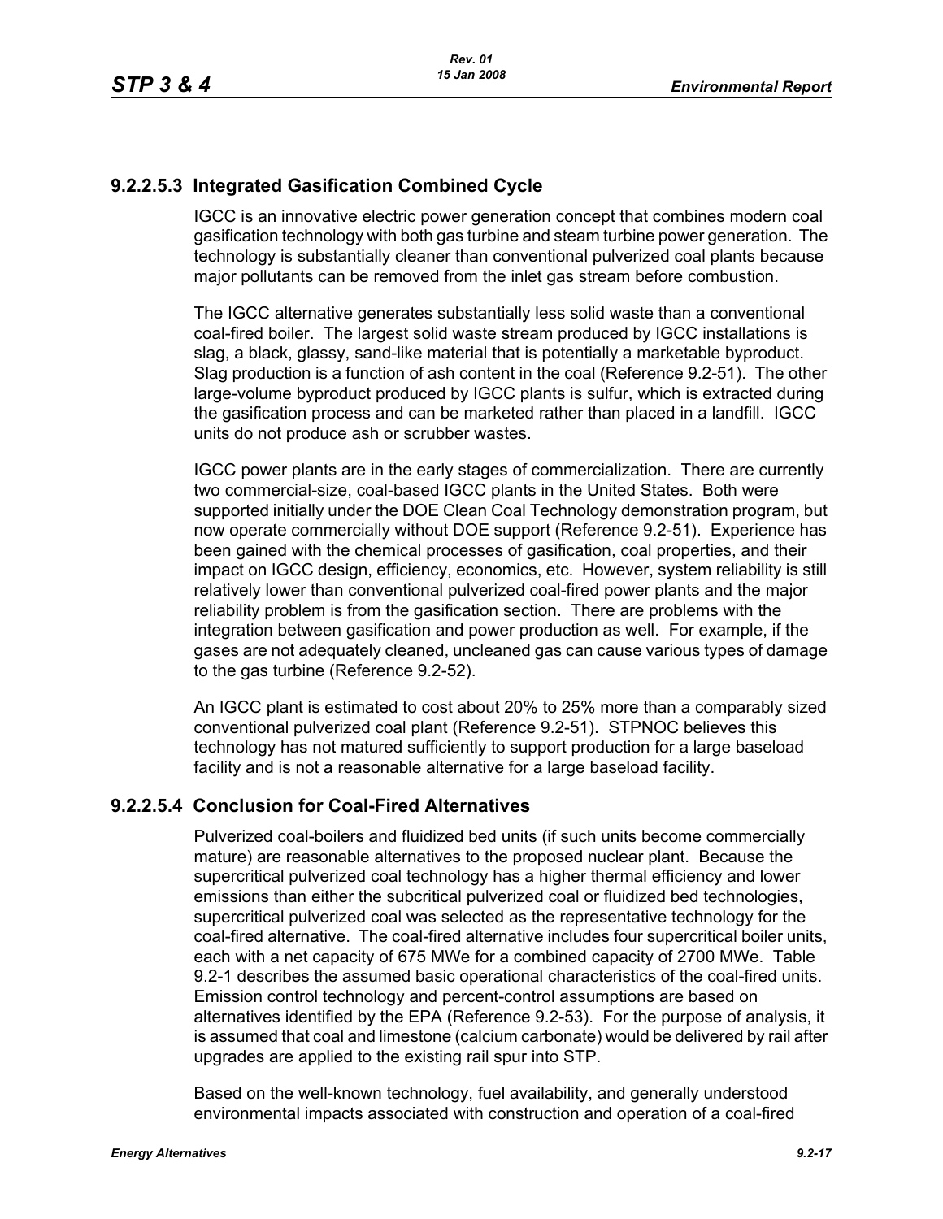### 9.2.2.5.3 Integrated Gasification Combined Cycle

IGCC is an innovative electric power generation concept that combines modern coal gasification technology with both gas turbine and steam turbine power generation. The technology is substantially cleaner than conventional pulverized coal plants because major pollutants can be removed from the inlet gas stream before combustion.

The IGCC alternative generates substantially less solid waste than a conventional coal-fired boiler. The largest solid waste stream produced by IGCC installations is slag, a black, glassy, sand-like material that is potentially a marketable byproduct. Slag production is a function of ash content in the coal (Reference 9.2-51). The other large-volume byproduct produced by IGCC plants is sulfur, which is extracted during the gasification process and can be marketed rather than placed in a landfill. IGCC units do not produce ash or scrubber wastes.

IGCC power plants are in the early stages of commercialization. There are currently two commercial-size, coal-based IGCC plants in the United States. Both were supported initially under the DOE Clean Coal Technology demonstration program, but now operate commercially without DOE support (Reference 9.2-51). Experience has been gained with the chemical processes of gasification, coal properties, and their impact on IGCC design, efficiency, economics, etc. However, system reliability is still relatively lower than conventional pulverized coal-fired power plants and the major reliability problem is from the gasification section. There are problems with the integration between gasification and power production as well. For example, if the gases are not adequately cleaned, uncleaned gas can cause various types of damage to the gas turbine (Reference 9.2-52).

An IGCC plant is estimated to cost about 20% to 25% more than a comparably sized conventional pulverized coal plant (Reference 9.2-51). STPNOC believes this technology has not matured sufficiently to support production for a large baseload facility and is not a reasonable alternative for a large baseload facility.

### 9.2.2.5.4 Conclusion for Coal-Fired Alternatives

Pulverized coal-boilers and fluidized bed units (if such units become commercially mature) are reasonable alternatives to the proposed nuclear plant. Because the supercritical pulverized coal technology has a higher thermal efficiency and lower emissions than either the subcritical pulverized coal or fluidized bed technologies, supercritical pulverized coal was selected as the representative technology for the coal-fired alternative. The coal-fired alternative includes four supercritical boiler units, each with a net capacity of 675 MWe for a combined capacity of 2700 MWe. Table 9.2-1 describes the assumed basic operational characteristics of the coal-fired units. Emission control technology and percent-control assumptions are based on alternatives identified by the EPA (Reference 9.2-53). For the purpose of analysis, it is assumed that coal and limestone (calcium carbonate) would be delivered by rail after upgrades are applied to the existing rail spur into STP.

Based on the well-known technology, fuel availability, and generally understood environmental impacts associated with construction and operation of a coal-fired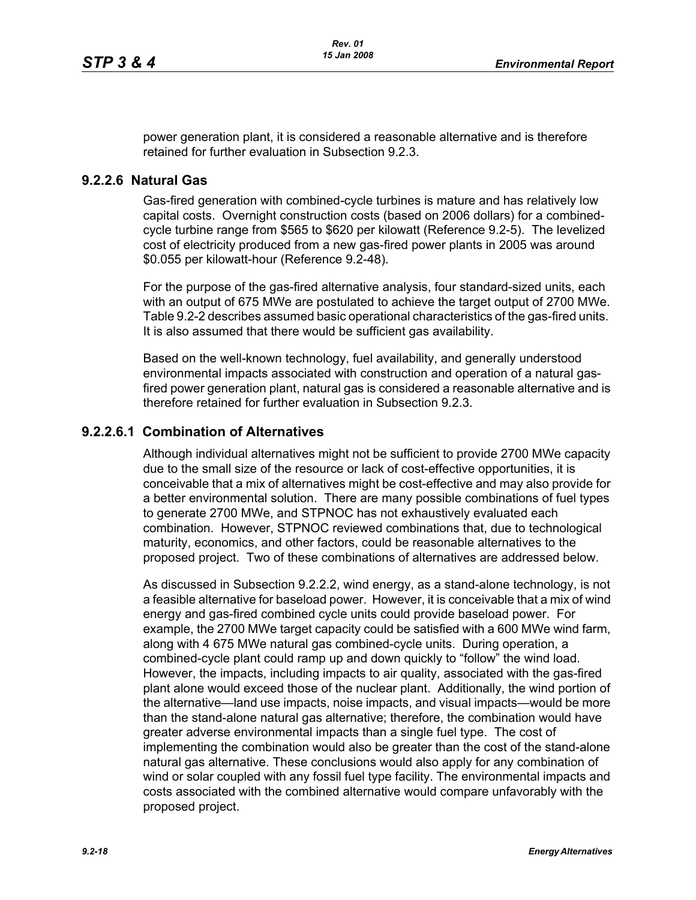power generation plant, it is considered a reasonable alternative and is therefore retained for further evaluation in Subsection 9.2.3.

### 9.2.2.6 Natural Gas

Gas-fired generation with combined-cycle turbines is mature and has relatively low capital costs. Overnight construction costs (based on 2006 dollars) for a combined-cycle turbine range from $565 to $620 per kilowatt (Reference 9.2-5). The levelized cost of electricity produced from a new gas-fired power plants in 2005 was around $0.055 per kilowatt-hour (Reference 9.2-48).

For the purpose of the gas-fired alternative analysis, four standard-sized units, each with an output of 675 MWe are postulated to achieve the target output of 2700 MWe. Table 9.2-2 describes assumed basic operational characteristics of the gas-fired units. It is also assumed that there would be sufficient gas availability.

Based on the well-known technology, fuel availability, and generally understood environmental impacts associated with construction and operation of a natural gas-fired power generation plant, natural gas is considered a reasonable alternative and is therefore retained for further evaluation in Subsection 9.2.3.

#### 9.2.2.6.1 Combination of Alternatives

Although individual alternatives might not be sufficient to provide 2700 MWe capacity due to the small size of the resource or lack of cost-effective opportunities, it is conceivable that a mix of alternatives might be cost-effective and may also provide for a better environmental solution. There are many possible combinations of fuel types to generate 2700 MWe, and STPNOC has not exhaustively evaluated each combination. However, STPNOC reviewed combinations that, due to technological maturity, economics, and other factors, could be reasonable alternatives to the proposed project. Two of these combinations of alternatives are addressed below.

As discussed in Subsection 9.2.2.2, wind energy, as a stand-alone technology, is not a feasible alternative for baseload power. However, it is conceivable that a mix of wind energy and gas-fired combined cycle units could provide baseload power. For example, the 2700 MWe target capacity could be satisfied with a 600 MWe wind farm, along with 4 675 MWe natural gas combined-cycle units. During operation, a combined-cycle plant could ramp up and down quickly to "follow" the wind load. However, the impacts, including impacts to air quality, associated with the gas-fired plant alone would exceed those of the nuclear plant. Additionally, the wind portion of the alternative—land use impacts, noise impacts, and visual impacts—would be more than the stand-alone natural gas alternative; therefore, the combination would have greater adverse environmental impacts than a single fuel type. The cost of implementing the combination would also be greater than the cost of the stand-alone natural gas alternative. These conclusions would also apply for any combination of wind or solar coupled with any fossil fuel type facility. The environmental impacts and costs associated with the combined alternative would compare unfavorably with the proposed project.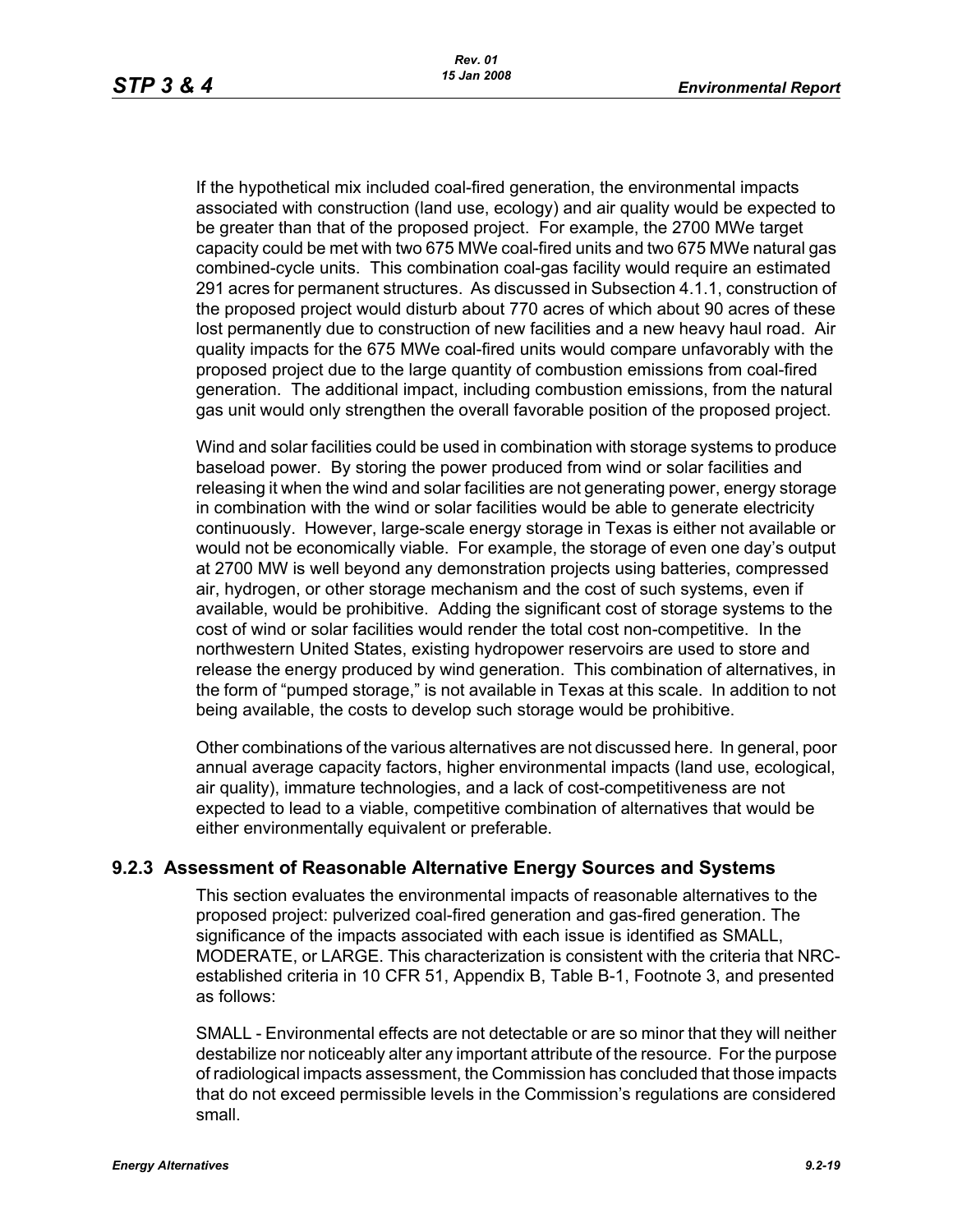If the hypothetical mix included coal-fired generation, the environmental impacts associated with construction (land use, ecology) and air quality would be expected to be greater than that of the proposed project. For example, the 2700 MWe target capacity could be met with two 675 MWe coal-fired units and two 675 MWe natural gas combined-cycle units. This combination coal-gas facility would require an estimated 291 acres for permanent structures. As discussed in Subsection 4.1.1, construction of the proposed project would disturb about 770 acres of which about 90 acres of these lost permanently due to construction of new facilities and a new heavy haul road. Air quality impacts for the 675 MWe coal-fired units would compare unfavorably with the proposed project due to the large quantity of combustion emissions from coal-fired generation. The additional impact, including combustion emissions, from the natural gas unit would only strengthen the overall favorable position of the proposed project.

Wind and solar facilities could be used in combination with storage systems to produce baseload power. By storing the power produced from wind or solar facilities and releasing it when the wind and solar facilities are not generating power, energy storage in combination with the wind or solar facilities would be able to generate electricity continuously. However, large-scale energy storage in Texas is either not available or would not be economically viable. For example, the storage of even one day's output at 2700 MW is well beyond any demonstration projects using batteries, compressed air, hydrogen, or other storage mechanism and the cost of such systems, even if available, would be prohibitive. Adding the significant cost of storage systems to the cost of wind or solar facilities would render the total cost non-competitive. In the northwestern United States, existing hydropower reservoirs are used to store and release the energy produced by wind generation. This combination of alternatives, in the form of "pumped storage," is not available in Texas at this scale. In addition to not being available, the costs to develop such storage would be prohibitive.

Other combinations of the various alternatives are not discussed here. In general, poor annual average capacity factors, higher environmental impacts (land use, ecological, air quality), immature technologies, and a lack of cost-competitiveness are not expected to lead to a viable, competitive combination of alternatives that would be either environmentally equivalent or preferable.

### 9.2.3 Assessment of Reasonable Alternative Energy Sources and Systems

This section evaluates the environmental impacts of reasonable alternatives to the proposed project: pulverized coal-fired generation and gas-fired generation. The significance of the impacts associated with each issue is identified as SMALL, MODERATE, or LARGE. This characterization is consistent with the criteria that NRC-established criteria in 10 CFR 51, Appendix B, Table B-1, Footnote 3, and presented as follows:

SMALL - Environmental effects are not detectable or are so minor that they will neither destabilize nor noticeably alter any important attribute of the resource. For the purpose of radiological impacts assessment, the Commission has concluded that those impacts that do not exceed permissible levels in the Commission's regulations are considered small.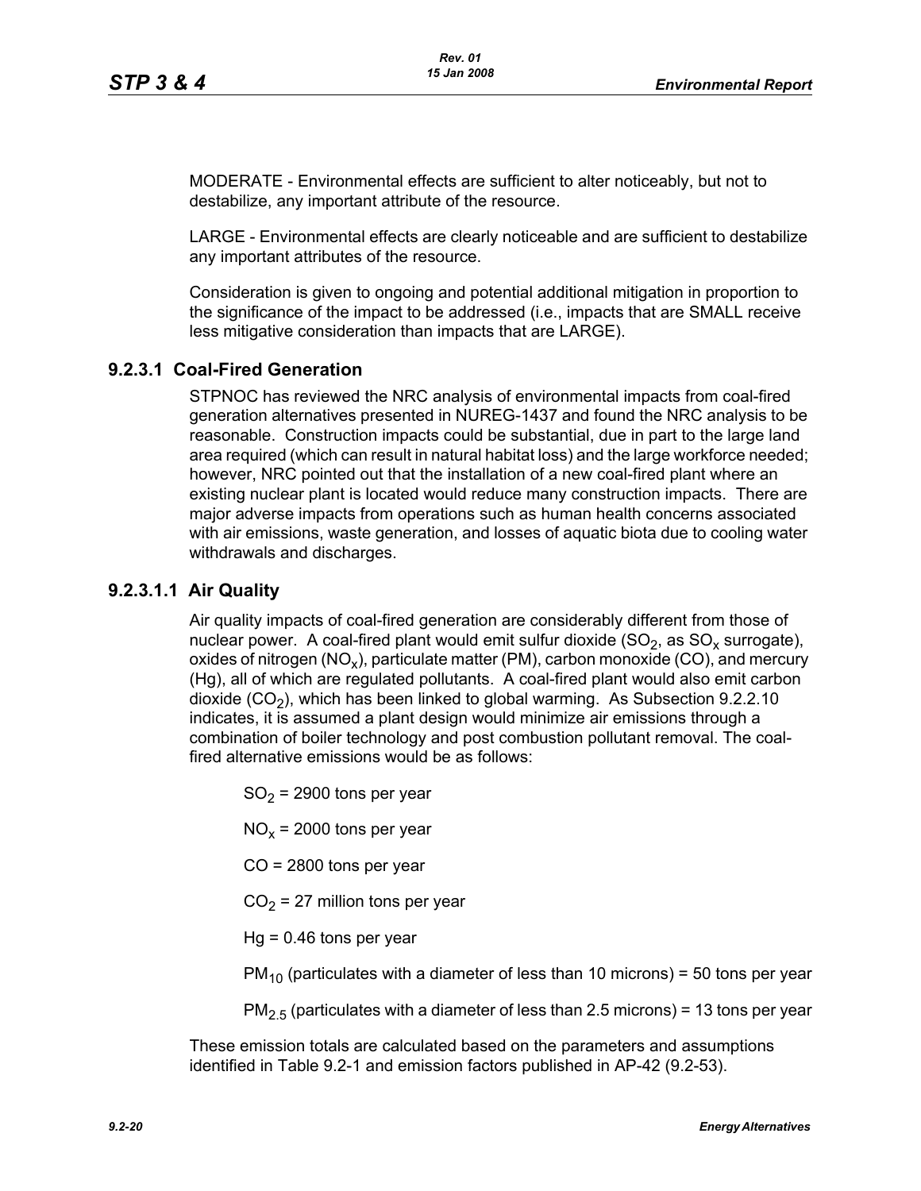MODERATE - Environmental effects are sufficient to alter noticeably, but not to destabilize, any important attribute of the resource.

LARGE - Environmental effects are clearly noticeable and are sufficient to destabilize any important attributes of the resource.

Consideration is given to ongoing and potential additional mitigation in proportion to the significance of the impact to be addressed (i.e., impacts that are SMALL receive less mitigative consideration than impacts that are LARGE).

### 9.2.3.1 Coal-Fired Generation

STPNOC has reviewed the NRC analysis of environmental impacts from coal-fired generation alternatives presented in NUREG-1437 and found the NRC analysis to be reasonable. Construction impacts could be substantial, due in part to the large land area required (which can result in natural habitat loss) and the large workforce needed; however, NRC pointed out that the installation of a new coal-fired plant where an existing nuclear plant is located would reduce many construction impacts. There are major adverse impacts from operations such as human health concerns associated with air emissions, waste generation, and losses of aquatic biota due to cooling water withdrawals and discharges.

#### 9.2.3.1.1 Air Quality

Air quality impacts of coal-fired generation are considerably different from those of nuclear power. A coal-fired plant would emit sulfur dioxide ($SO_2$, as $SO_x$ surrogate), oxides of nitrogen ($NO_x$), particulate matter (PM), carbon monoxide (CO), and mercury (Hg), all of which are regulated pollutants. A coal-fired plant would also emit carbon dioxide ($CO_2$), which has been linked to global warming. As Subsection 9.2.2.10 indicates, it is assumed a plant design would minimize air emissions through a combination of boiler technology and post combustion pollutant removal. The coal-fired alternative emissions would be as follows:

$SO_2$ = 2900 tons per year

$NO_x$ = 2000 tons per year

CO = 2800 tons per year

$CO_2$ = 27 million tons per year

Hg = 0.46 tons per year

$PM_{10}$ (particulates with a diameter of less than 10 microns) = 50 tons per year

$PM_{2.5}$ (particulates with a diameter of less than 2.5 microns) = 13 tons per year

These emission totals are calculated based on the parameters and assumptions identified in Table 9.2-1 and emission factors published in AP-42 (9.2-53).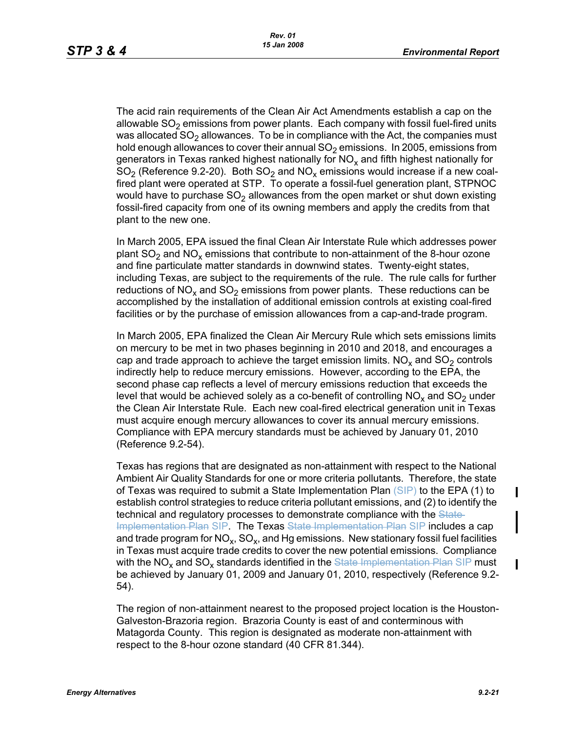The acid rain requirements of the Clean Air Act Amendments establish a cap on the allowable $SO_2$ emissions from power plants. Each company with fossil fuel-fired units was allocated $SO_2$ allowances. To be in compliance with the Act, the companies must hold enough allowances to cover their annual $SO_2$ emissions. In 2005, emissions from generators in Texas ranked highest nationally for $NO_x$ and fifth highest nationally for $SO_2$ (Reference 9.2-20). Both $SO_2$ and $NO_x$ emissions would increase if a new coal-fired plant were operated at STP. To operate a fossil-fuel generation plant, STPNOC would have to purchase $SO_2$ allowances from the open market or shut down existing fossil-fired capacity from one of its owning members and apply the credits from that plant to the new one.

In March 2005, EPA issued the final Clean Air Interstate Rule which addresses power plant $SO_2$ and $NO_x$ emissions that contribute to non-attainment of the 8-hour ozone and fine particulate matter standards in downwind states. Twenty-eight states, including Texas, are subject to the requirements of the rule. The rule calls for further reductions of $NO_x$ and $SO_2$ emissions from power plants. These reductions can be accomplished by the installation of additional emission controls at existing coal-fired facilities or by the purchase of emission allowances from a cap-and-trade program.

In March 2005, EPA finalized the Clean Air Mercury Rule which sets emissions limits on mercury to be met in two phases beginning in 2010 and 2018, and encourages a cap and trade approach to achieve the target emission limits. $NO_x$ and $SO_2$ controls indirectly help to reduce mercury emissions. However, according to the EPA, the second phase cap reflects a level of mercury emissions reduction that exceeds the level that would be achieved solely as a co-benefit of controlling $NO_x$ and $SO_2$ under the Clean Air Interstate Rule. Each new coal-fired electrical generation unit in Texas must acquire enough mercury allowances to cover its annual mercury emissions. Compliance with EPA mercury standards must be achieved by January 01, 2010 (Reference 9.2-54).

Texas has regions that are designated as non-attainment with respect to the National Ambient Air Quality Standards for one or more criteria pollutants. Therefore, the state of Texas was required to submit a State Implementation Plan (SIP) to the EPA (1) to establish control strategies to reduce criteria pollutant emissions, and (2) to identify the technical and regulatory processes to demonstrate compliance with the ~~State Implementation Plan~~ SIP. The Texas ~~State Implementation Plan~~ SIP includes a cap and trade program for $NO_x$, $SO_x$, and Hg emissions. New stationary fossil fuel facilities in Texas must acquire trade credits to cover the new potential emissions. Compliance with the $NO_x$ and $SO_x$ standards identified in the ~~State Implementation Plan~~ SIP must be achieved by January 01, 2009 and January 01, 2010, respectively (Reference 9.2-54).

The region of non-attainment nearest to the proposed project location is the Houston-Galveston-Brazoria region. Brazoria County is east of and conterminous with Matagorda County. This region is designated as moderate non-attainment with respect to the 8-hour ozone standard (40 CFR 81.344).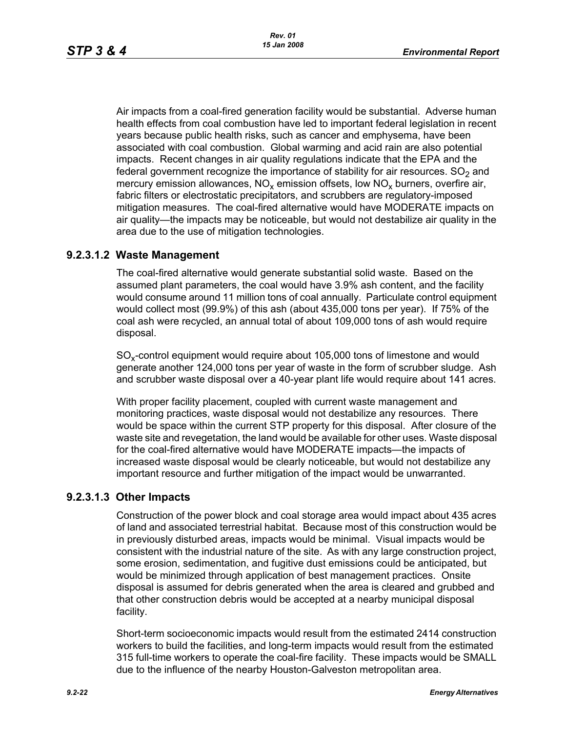Air impacts from a coal-fired generation facility would be substantial. Adverse human health effects from coal combustion have led to important federal legislation in recent years because public health risks, such as cancer and emphysema, have been associated with coal combustion. Global warming and acid rain are also potential impacts. Recent changes in air quality regulations indicate that the EPA and the federal government recognize the importance of stability for air resources. $SO_2$ and mercury emission allowances, $NO_x$ emission offsets, low $NO_x$ burners, overfire air, fabric filters or electrostatic precipitators, and scrubbers are regulatory-imposed mitigation measures. The coal-fired alternative would have MODERATE impacts on air quality—the impacts may be noticeable, but would not destabilize air quality in the area due to the use of mitigation technologies.

### 9.2.3.1.2 Waste Management

The coal-fired alternative would generate substantial solid waste. Based on the assumed plant parameters, the coal would have 3.9% ash content, and the facility would consume around 11 million tons of coal annually. Particulate control equipment would collect most (99.9%) of this ash (about 435,000 tons per year). If 75% of the coal ash were recycled, an annual total of about 109,000 tons of ash would require disposal.

$SO_x$-control equipment would require about 105,000 tons of limestone and would generate another 124,000 tons per year of waste in the form of scrubber sludge. Ash and scrubber waste disposal over a 40-year plant life would require about 141 acres.

With proper facility placement, coupled with current waste management and monitoring practices, waste disposal would not destabilize any resources. There would be space within the current STP property for this disposal. After closure of the waste site and revegetation, the land would be available for other uses. Waste disposal for the coal-fired alternative would have MODERATE impacts—the impacts of increased waste disposal would be clearly noticeable, but would not destabilize any important resource and further mitigation of the impact would be unwarranted.

### 9.2.3.1.3 Other Impacts

Construction of the power block and coal storage area would impact about 435 acres of land and associated terrestrial habitat. Because most of this construction would be in previously disturbed areas, impacts would be minimal. Visual impacts would be consistent with the industrial nature of the site. As with any large construction project, some erosion, sedimentation, and fugitive dust emissions could be anticipated, but would be minimized through application of best management practices. Onsite disposal is assumed for debris generated when the area is cleared and grubbed and that other construction debris would be accepted at a nearby municipal disposal facility.

Short-term socioeconomic impacts would result from the estimated 2414 construction workers to build the facilities, and long-term impacts would result from the estimated 315 full-time workers to operate the coal-fire facility. These impacts would be SMALL due to the influence of the nearby Houston-Galveston metropolitan area.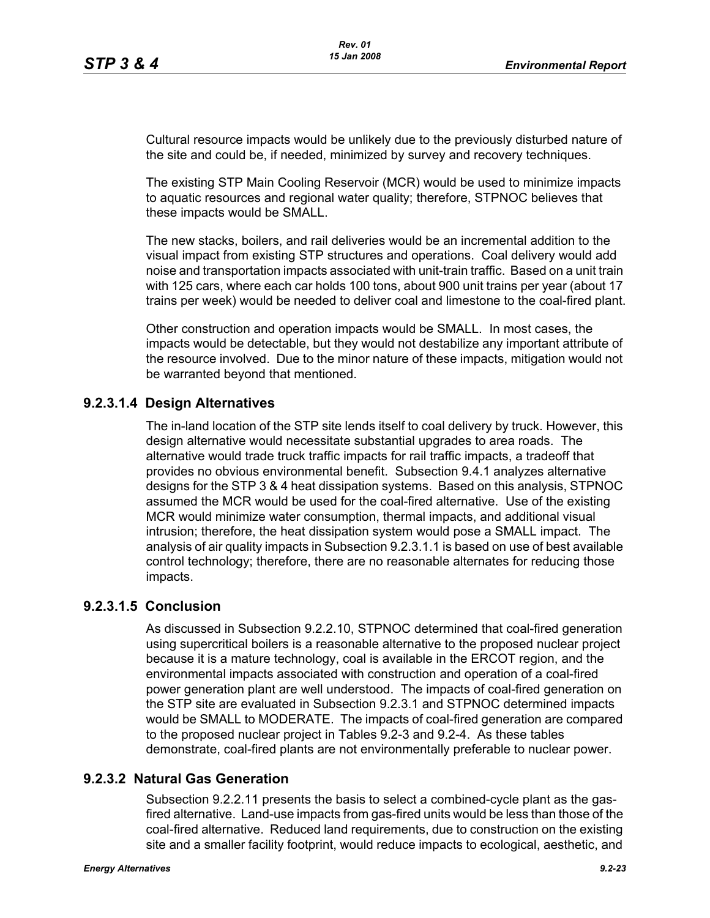Cultural resource impacts would be unlikely due to the previously disturbed nature of the site and could be, if needed, minimized by survey and recovery techniques.

The existing STP Main Cooling Reservoir (MCR) would be used to minimize impacts to aquatic resources and regional water quality; therefore, STPNOC believes that these impacts would be SMALL.

The new stacks, boilers, and rail deliveries would be an incremental addition to the visual impact from existing STP structures and operations. Coal delivery would add noise and transportation impacts associated with unit-train traffic. Based on a unit train with 125 cars, where each car holds 100 tons, about 900 unit trains per year (about 17 trains per week) would be needed to deliver coal and limestone to the coal-fired plant.

Other construction and operation impacts would be SMALL. In most cases, the impacts would be detectable, but they would not destabilize any important attribute of the resource involved. Due to the minor nature of these impacts, mitigation would not be warranted beyond that mentioned.

#### 9.2.3.1.4 Design Alternatives

The in-land location of the STP site lends itself to coal delivery by truck. However, this design alternative would necessitate substantial upgrades to area roads. The alternative would trade truck traffic impacts for rail traffic impacts, a tradeoff that provides no obvious environmental benefit. Subsection 9.4.1 analyzes alternative designs for the STP 3 & 4 heat dissipation systems. Based on this analysis, STPNOC assumed the MCR would be used for the coal-fired alternative. Use of the existing MCR would minimize water consumption, thermal impacts, and additional visual intrusion; therefore, the heat dissipation system would pose a SMALL impact. The analysis of air quality impacts in Subsection 9.2.3.1.1 is based on use of best available control technology; therefore, there are no reasonable alternates for reducing those impacts.

#### 9.2.3.1.5 Conclusion

As discussed in Subsection 9.2.2.10, STPNOC determined that coal-fired generation using supercritical boilers is a reasonable alternative to the proposed nuclear project because it is a mature technology, coal is available in the ERCOT region, and the environmental impacts associated with construction and operation of a coal-fired power generation plant are well understood. The impacts of coal-fired generation on the STP site are evaluated in Subsection 9.2.3.1 and STPNOC determined impacts would be SMALL to MODERATE. The impacts of coal-fired generation are compared to the proposed nuclear project in Tables 9.2-3 and 9.2-4. As these tables demonstrate, coal-fired plants are not environmentally preferable to nuclear power.

### 9.2.3.2 Natural Gas Generation

Subsection 9.2.2.11 presents the basis to select a combined-cycle plant as the gas-fired alternative. Land-use impacts from gas-fired units would be less than those of the coal-fired alternative. Reduced land requirements, due to construction on the existing site and a smaller facility footprint, would reduce impacts to ecological, aesthetic, and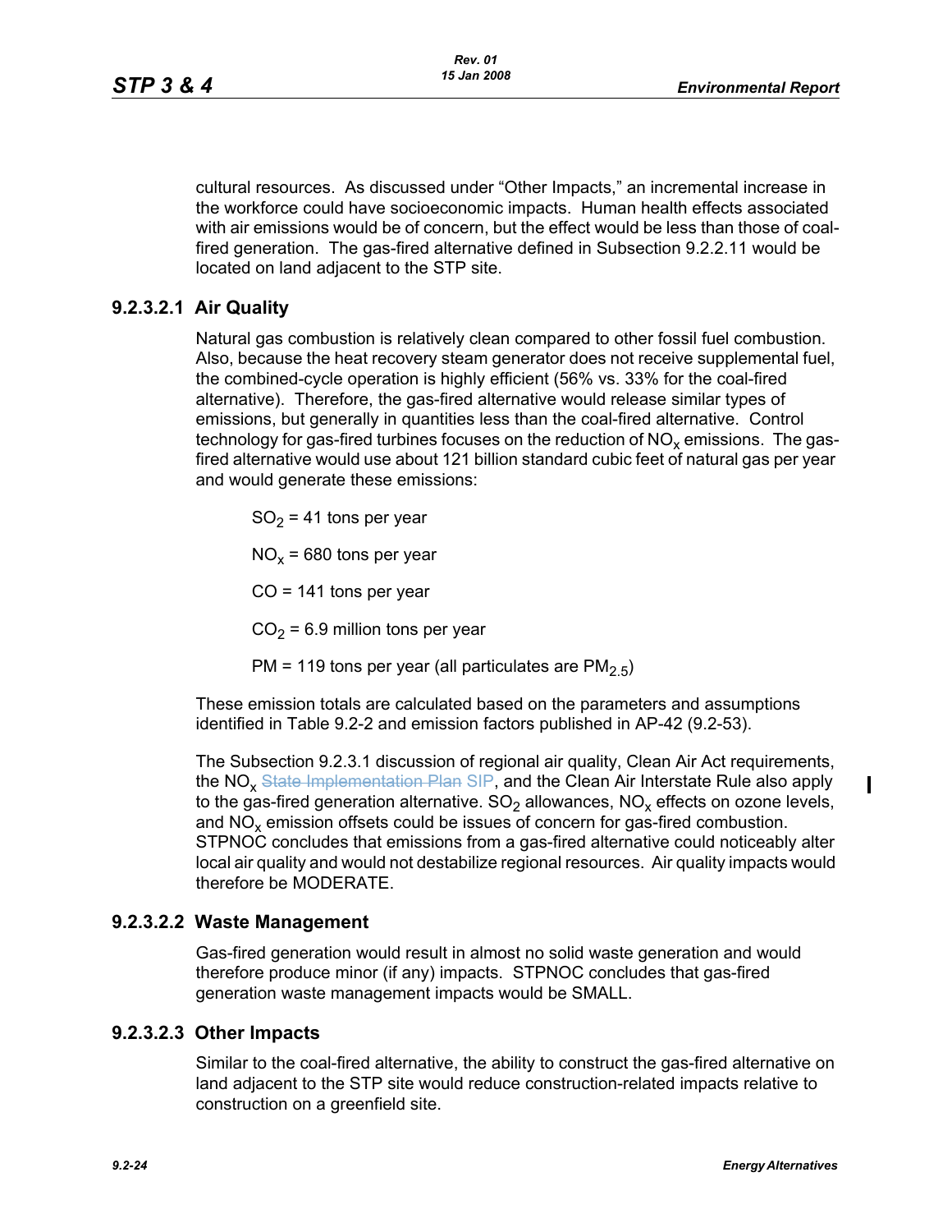cultural resources. As discussed under "Other Impacts," an incremental increase in the workforce could have socioeconomic impacts. Human health effects associated with air emissions would be of concern, but the effect would be less than those of coal-fired generation. The gas-fired alternative defined in Subsection 9.2.2.11 would be located on land adjacent to the STP site.

### 9.2.3.2.1 Air Quality

Natural gas combustion is relatively clean compared to other fossil fuel combustion. Also, because the heat recovery steam generator does not receive supplemental fuel, the combined-cycle operation is highly efficient (56% vs. 33% for the coal-fired alternative). Therefore, the gas-fired alternative would release similar types of emissions, but generally in quantities less than the coal-fired alternative. Control technology for gas-fired turbines focuses on the reduction of $NO_x$ emissions. The gas-fired alternative would use about 121 billion standard cubic feet of natural gas per year and would generate these emissions:

$SO_2$ = 41 tons per year

$NO_x$ = 680 tons per year

CO = 141 tons per year

$CO_2$ = 6.9 million tons per year

PM = 119 tons per year (all particulates are $PM_{2.5}$)

These emission totals are calculated based on the parameters and assumptions identified in Table 9.2-2 and emission factors published in AP-42 (9.2-53).

The Subsection 9.2.3.1 discussion of regional air quality, Clean Air Act requirements, the $NO_x$ ~~State Implementation Plan~~ SIP, and the Clean Air Interstate Rule also apply to the gas-fired generation alternative. $SO_2$ allowances, $NO_x$ effects on ozone levels, and $NO_x$ emission offsets could be issues of concern for gas-fired combustion. STPNOC concludes that emissions from a gas-fired alternative could noticeably alter local air quality and would not destabilize regional resources. Air quality impacts would therefore be MODERATE.

### 9.2.3.2.2 Waste Management

Gas-fired generation would result in almost no solid waste generation and would therefore produce minor (if any) impacts. STPNOC concludes that gas-fired generation waste management impacts would be SMALL.

### 9.2.3.2.3 Other Impacts

Similar to the coal-fired alternative, the ability to construct the gas-fired alternative on land adjacent to the STP site would reduce construction-related impacts relative to construction on a greenfield site.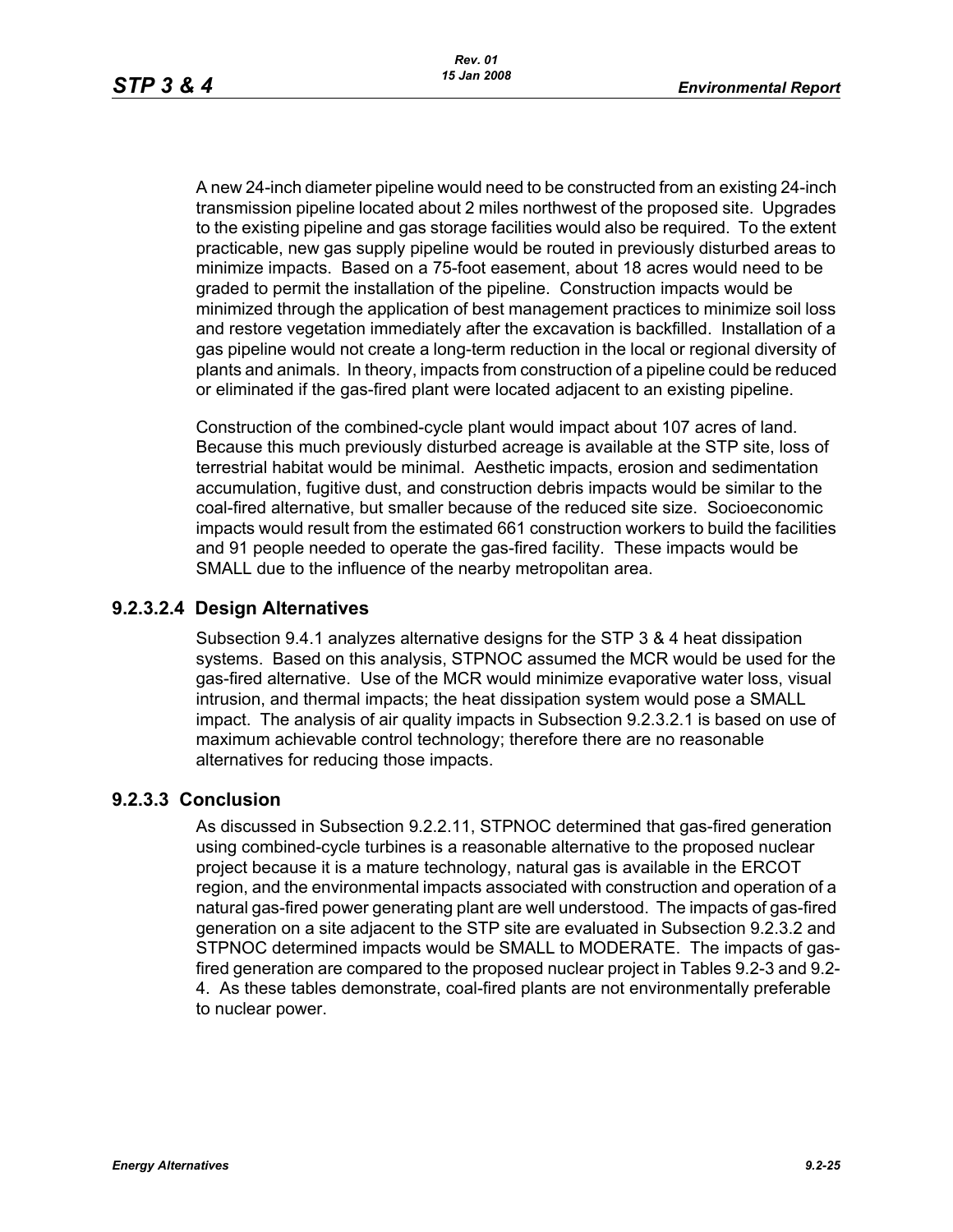A new 24-inch diameter pipeline would need to be constructed from an existing 24-inch transmission pipeline located about 2 miles northwest of the proposed site. Upgrades to the existing pipeline and gas storage facilities would also be required. To the extent practicable, new gas supply pipeline would be routed in previously disturbed areas to minimize impacts. Based on a 75-foot easement, about 18 acres would need to be graded to permit the installation of the pipeline. Construction impacts would be minimized through the application of best management practices to minimize soil loss and restore vegetation immediately after the excavation is backfilled. Installation of a gas pipeline would not create a long-term reduction in the local or regional diversity of plants and animals. In theory, impacts from construction of a pipeline could be reduced or eliminated if the gas-fired plant were located adjacent to an existing pipeline.

Construction of the combined-cycle plant would impact about 107 acres of land. Because this much previously disturbed acreage is available at the STP site, loss of terrestrial habitat would be minimal. Aesthetic impacts, erosion and sedimentation accumulation, fugitive dust, and construction debris impacts would be similar to the coal-fired alternative, but smaller because of the reduced site size. Socioeconomic impacts would result from the estimated 661 construction workers to build the facilities and 91 people needed to operate the gas-fired facility. These impacts would be SMALL due to the influence of the nearby metropolitan area.

### 9.2.3.2.4 Design Alternatives

Subsection 9.4.1 analyzes alternative designs for the STP 3 & 4 heat dissipation systems. Based on this analysis, STPNOC assumed the MCR would be used for the gas-fired alternative. Use of the MCR would minimize evaporative water loss, visual intrusion, and thermal impacts; the heat dissipation system would pose a SMALL impact. The analysis of air quality impacts in Subsection 9.2.3.2.1 is based on use of maximum achievable control technology; therefore there are no reasonable alternatives for reducing those impacts.

### 9.2.3.3 Conclusion

As discussed in Subsection 9.2.2.11, STPNOC determined that gas-fired generation using combined-cycle turbines is a reasonable alternative to the proposed nuclear project because it is a mature technology, natural gas is available in the ERCOT region, and the environmental impacts associated with construction and operation of a natural gas-fired power generating plant are well understood. The impacts of gas-fired generation on a site adjacent to the STP site are evaluated in Subsection 9.2.3.2 and STPNOC determined impacts would be SMALL to MODERATE. The impacts of gas-fired generation are compared to the proposed nuclear project in Tables 9.2-3 and 9.2-4. As these tables demonstrate, coal-fired plants are not environmentally preferable to nuclear power.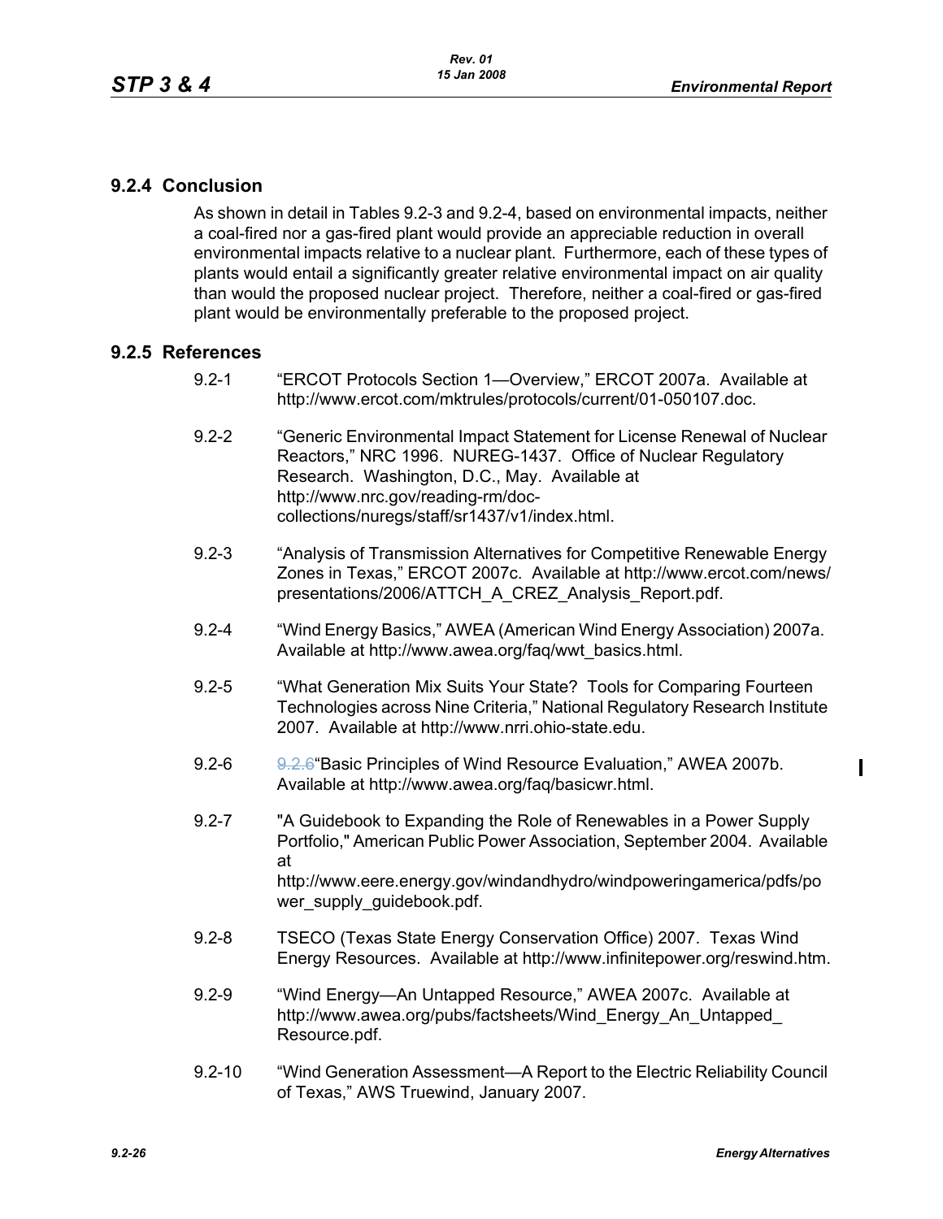## 9.2.4 Conclusion

As shown in detail in Tables 9.2-3 and 9.2-4, based on environmental impacts, neither a coal-fired nor a gas-fired plant would provide an appreciable reduction in overall environmental impacts relative to a nuclear plant. Furthermore, each of these types of plants would entail a significantly greater relative environmental impact on air quality than would the proposed nuclear project. Therefore, neither a coal-fired or gas-fired plant would be environmentally preferable to the proposed project.

## 9.2.5 References

9.2-1 "ERCOT Protocols Section 1—Overview," ERCOT 2007a. Available at http://www.ercot.com/mktrules/protocols/current/01-050107.doc.

9.2-2 "Generic Environmental Impact Statement for License Renewal of Nuclear Reactors," NRC 1996. NUREG-1437. Office of Nuclear Regulatory Research. Washington, D.C., May. Available at http://www.nrc.gov/reading-rm/doc-collections/nuregs/staff/sr1437/v1/index.html.

9.2-3 "Analysis of Transmission Alternatives for Competitive Renewable Energy Zones in Texas," ERCOT 2007c. Available at http://www.ercot.com/news/presentations/2006/ATTCH_A_CREZ_Analysis_Report.pdf.

9.2-4 "Wind Energy Basics," AWEA (American Wind Energy Association) 2007a. Available at http://www.awea.org/faq/wwt_basics.html.

9.2-5 "What Generation Mix Suits Your State? Tools for Comparing Fourteen Technologies across Nine Criteria," National Regulatory Research Institute 2007. Available at http://www.nrri.ohio-state.edu.

9.2-6 9.2.6"Basic Principles of Wind Resource Evaluation," AWEA 2007b. Available at http://www.awea.org/faq/basicwr.html.

9.2-7 "A Guidebook to Expanding the Role of Renewables in a Power Supply Portfolio," American Public Power Association, September 2004. Available at http://www.eere.energy.gov/windandhydro/windpoweringamerica/pdfs/power_supply_guidebook.pdf.

9.2-8 TSECO (Texas State Energy Conservation Office) 2007. Texas Wind Energy Resources. Available at http://www.infinitepower.org/reswind.htm.

9.2-9 "Wind Energy—An Untapped Resource," AWEA 2007c. Available at http://www.awea.org/pubs/factsheets/Wind_Energy_An_Untapped_Resource.pdf.

9.2-10 "Wind Generation Assessment—A Report to the Electric Reliability Council of Texas," AWS Truewind, January 2007.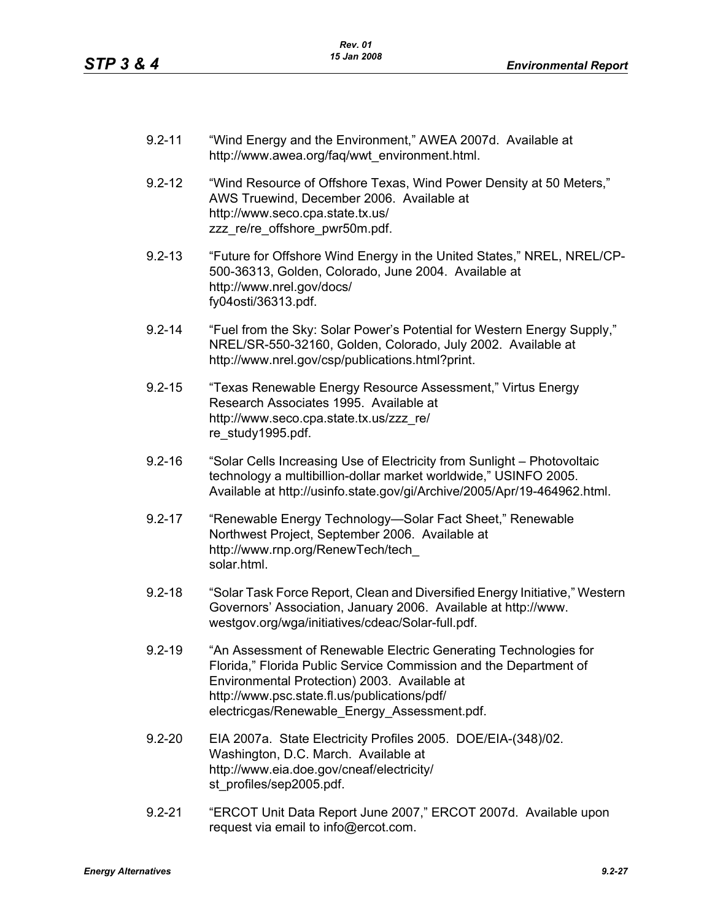9.2-11 "Wind Energy and the Environment," AWEA 2007d. Available at http://www.awea.org/faq/wwt_environment.html.

9.2-12 "Wind Resource of Offshore Texas, Wind Power Density at 50 Meters," AWS Truewind, December 2006. Available at http://www.seco.cpa.state.tx.us/zzz_re/re_offshore_pwr50m.pdf.

9.2-13 "Future for Offshore Wind Energy in the United States," NREL, NREL/CP-500-36313, Golden, Colorado, June 2004. Available at http://www.nrel.gov/docs/fy04osti/36313.pdf.

9.2-14 "Fuel from the Sky: Solar Power's Potential for Western Energy Supply," NREL/SR-550-32160, Golden, Colorado, July 2002. Available at http://www.nrel.gov/csp/publications.html?print.

9.2-15 "Texas Renewable Energy Resource Assessment," Virtus Energy Research Associates 1995. Available at http://www.seco.cpa.state.tx.us/zzz_re/re_study1995.pdf.

9.2-16 "Solar Cells Increasing Use of Electricity from Sunlight – Photovoltaic technology a multibillion-dollar market worldwide," USINFO 2005. Available at http://usinfo.state.gov/gi/Archive/2005/Apr/19-464962.html.

9.2-17 "Renewable Energy Technology—Solar Fact Sheet," Renewable Northwest Project, September 2006. Available at http://www.rnp.org/RenewTech/tech_solar.html.

9.2-18 "Solar Task Force Report, Clean and Diversified Energy Initiative," Western Governors' Association, January 2006. Available at http://www.westgov.org/wga/initiatives/cdeac/Solar-full.pdf.

9.2-19 "An Assessment of Renewable Electric Generating Technologies for Florida," Florida Public Service Commission and the Department of Environmental Protection) 2003. Available at http://www.psc.state.fl.us/publications/pdf/electricgas/Renewable_Energy_Assessment.pdf.

9.2-20 EIA 2007a. State Electricity Profiles 2005. DOE/EIA-(348)/02. Washington, D.C. March. Available at http://www.eia.doe.gov/cneaf/electricity/st_profiles/sep2005.pdf.

9.2-21 "ERCOT Unit Data Report June 2007," ERCOT 2007d. Available upon request via email to info@ercot.com.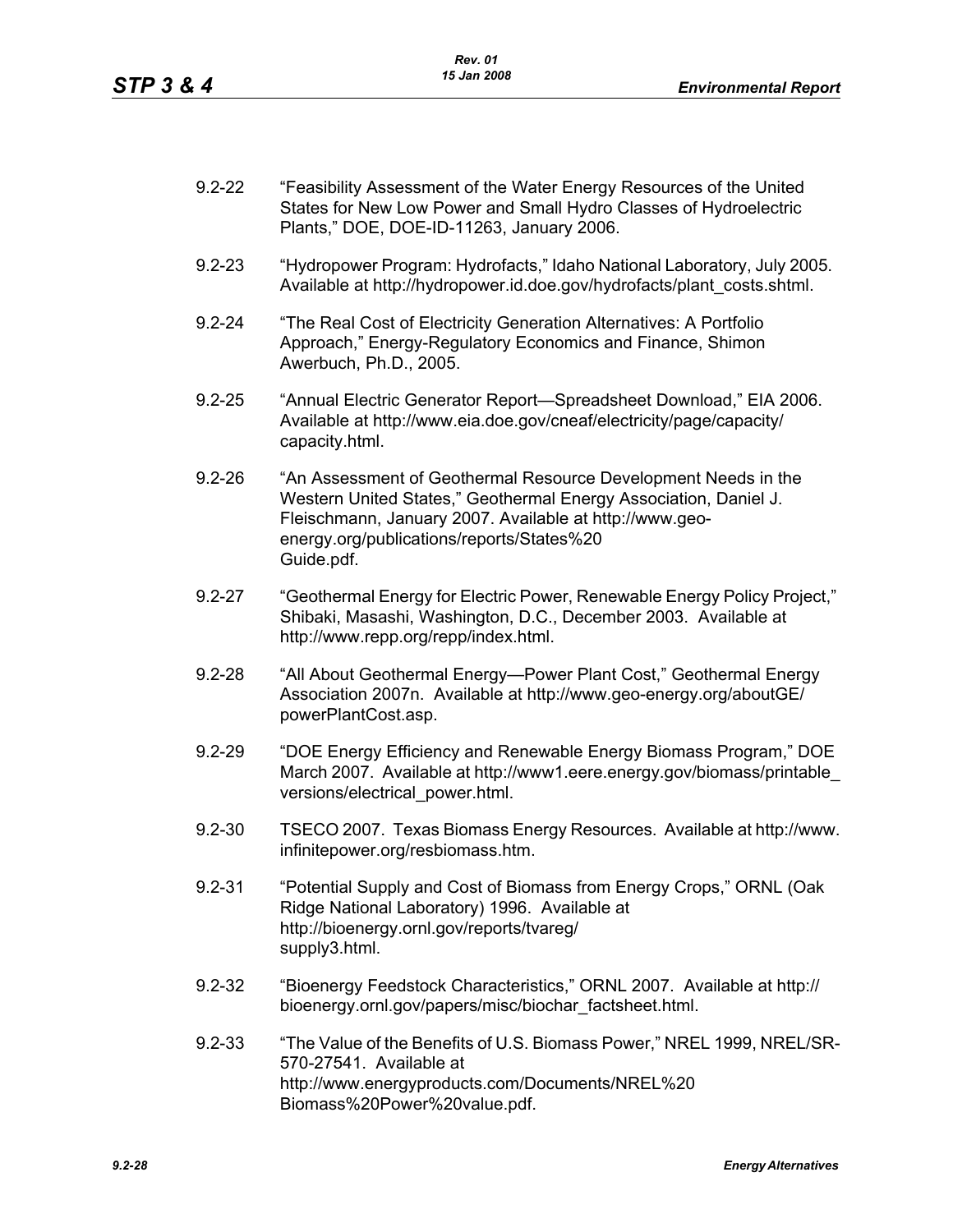9.2-22 “Feasibility Assessment of the Water Energy Resources of the United States for New Low Power and Small Hydro Classes of Hydroelectric Plants,” DOE, DOE-ID-11263, January 2006.

9.2-23 “Hydropower Program: Hydrofacts,” Idaho National Laboratory, July 2005. Available at http://hydropower.id.doe.gov/hydrofacts/plant_costs.shtml.

9.2-24 “The Real Cost of Electricity Generation Alternatives: A Portfolio Approach,” Energy-Regulatory Economics and Finance, Shimon Awerbuch, Ph.D., 2005.

9.2-25 “Annual Electric Generator Report—Spreadsheet Download,” EIA 2006. Available at http://www.eia.doe.gov/cneaf/electricity/page/capacity/capacity.html.

9.2-26 “An Assessment of Geothermal Resource Development Needs in the Western United States,” Geothermal Energy Association, Daniel J. Fleischmann, January 2007. Available at http://www.geo-energy.org/publications/reports/States%20Guide.pdf.

9.2-27 “Geothermal Energy for Electric Power, Renewable Energy Policy Project,” Shibaki, Masashi, Washington, D.C., December 2003. Available at http://www.repp.org/repp/index.html.

9.2-28 “All About Geothermal Energy—Power Plant Cost,” Geothermal Energy Association 2007n. Available at http://www.geo-energy.org/aboutGE/powerPlantCost.asp.

9.2-29 “DOE Energy Efficiency and Renewable Energy Biomass Program,” DOE March 2007. Available at http://www1.eere.energy.gov/biomass/printable_versions/electrical_power.html.

9.2-30 TSECO 2007. Texas Biomass Energy Resources. Available at http://www.infinitepower.org/resbiomass.htm.

9.2-31 “Potential Supply and Cost of Biomass from Energy Crops,” ORNL (Oak Ridge National Laboratory) 1996. Available at http://bioenergy.ornl.gov/reports/tvareg/supply3.html.

9.2-32 “Bioenergy Feedstock Characteristics,” ORNL 2007. Available at http://bioenergy.ornl.gov/papers/misc/biochar_factsheet.html.

9.2-33 “The Value of the Benefits of U.S. Biomass Power,” NREL 1999, NREL/SR-570-27541. Available at http://www.energyproducts.com/Documents/NREL%20Biomass%20Power%20value.pdf.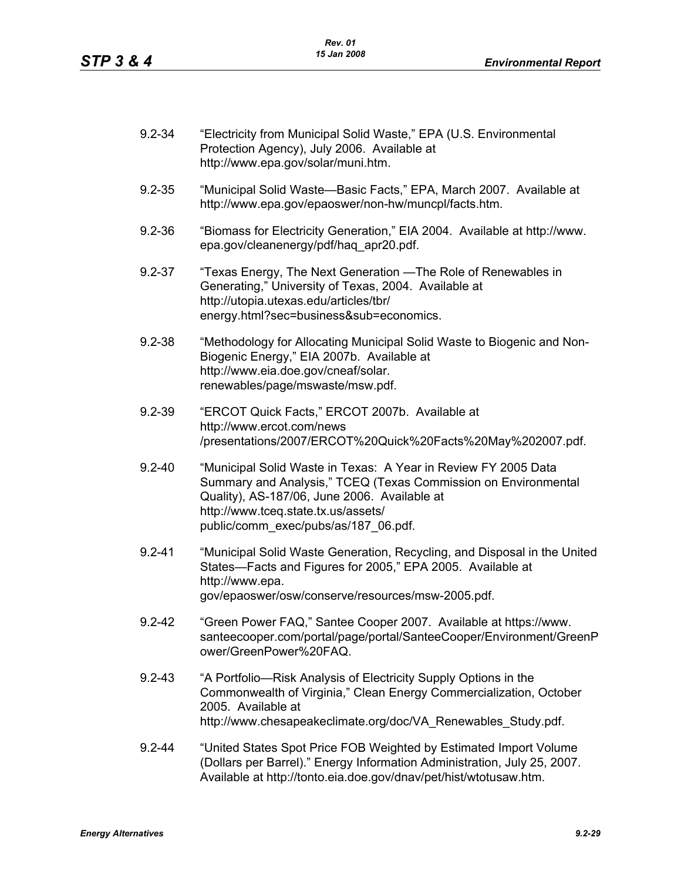9.2-34 "Electricity from Municipal Solid Waste," EPA (U.S. Environmental Protection Agency), July 2006. Available at http://www.epa.gov/solar/muni.htm.

9.2-35 "Municipal Solid Waste—Basic Facts," EPA, March 2007. Available at http://www.epa.gov/epaoswer/non-hw/muncpl/facts.htm.

9.2-36 "Biomass for Electricity Generation," EIA 2004. Available at http://www.epa.gov/cleanenergy/pdf/haq_apr20.pdf.

9.2-37 "Texas Energy, The Next Generation —The Role of Renewables in Generating," University of Texas, 2004. Available at http://utopia.utexas.edu/articles/tbr/energy.html?sec=business&sub=economics.

9.2-38 "Methodology for Allocating Municipal Solid Waste to Biogenic and Non-Biogenic Energy," EIA 2007b. Available at http://www.eia.doe.gov/cneaf/solar.renewables/page/mswaste/msw.pdf.

9.2-39 "ERCOT Quick Facts," ERCOT 2007b. Available at http://www.ercot.com/news/presentations/2007/ERCOT%20Quick%20Facts%20May%202007.pdf.

9.2-40 "Municipal Solid Waste in Texas: A Year in Review FY 2005 Data Summary and Analysis," TCEQ (Texas Commission on Environmental Quality), AS-187/06, June 2006. Available at http://www.tceq.state.tx.us/assets/public/comm_exec/pubs/as/187_06.pdf.

9.2-41 "Municipal Solid Waste Generation, Recycling, and Disposal in the United States—Facts and Figures for 2005," EPA 2005. Available at http://www.epa.gov/epaoswer/osw/conserve/resources/msw-2005.pdf.

9.2-42 "Green Power FAQ," Santee Cooper 2007. Available at https://www.santeecooper.com/portal/page/portal/SanteeCooper/Environment/GreenPower/GreenPower%20FAQ.

9.2-43 "A Portfolio—Risk Analysis of Electricity Supply Options in the Commonwealth of Virginia," Clean Energy Commercialization, October 2005. Available at http://www.chesapeakeclimate.org/doc/VA_Renewables_Study.pdf.

9.2-44 "United States Spot Price FOB Weighted by Estimated Import Volume (Dollars per Barrel)." Energy Information Administration, July 25, 2007. Available at http://tonto.eia.doe.gov/dnav/pet/hist/wtotusaw.htm.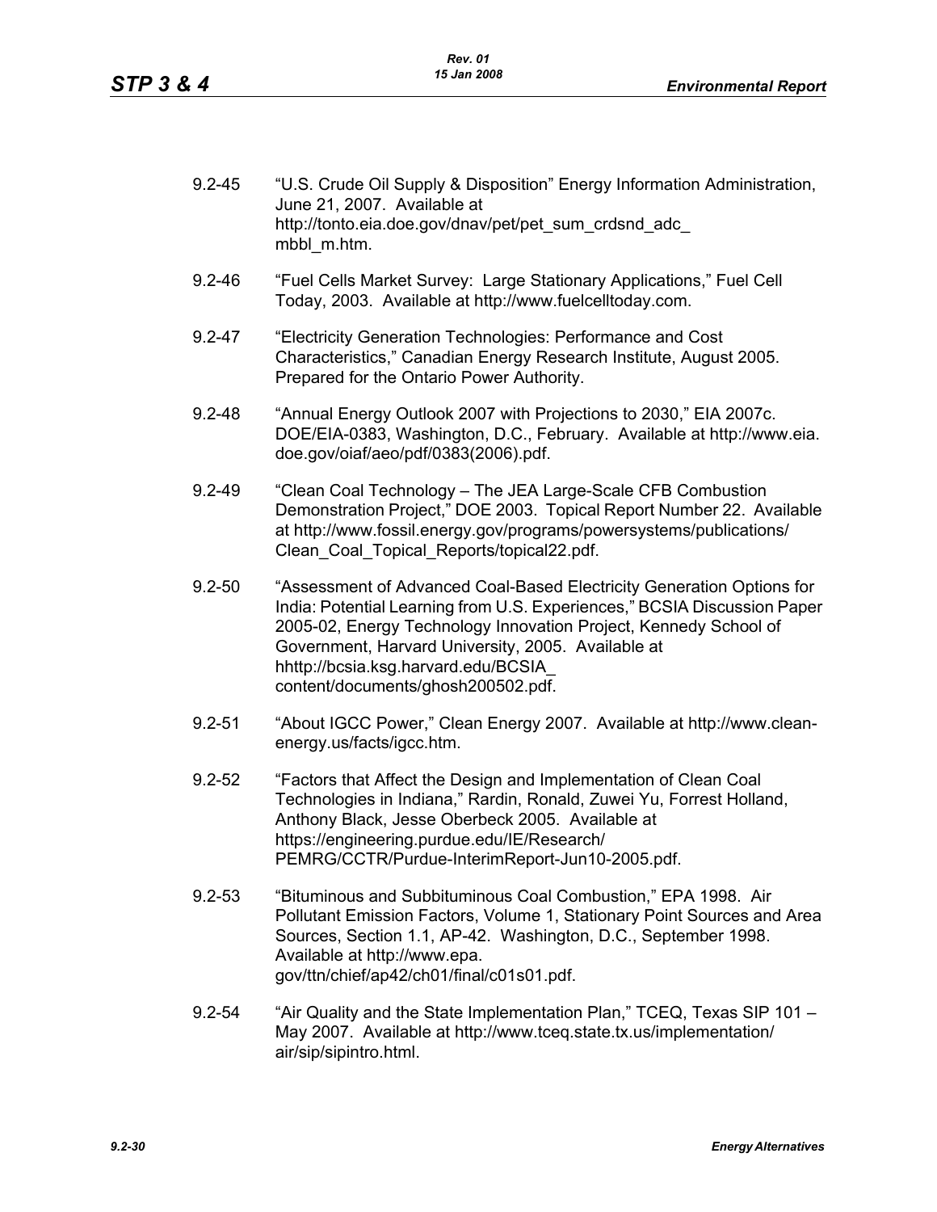9.2-45 "U.S. Crude Oil Supply & Disposition" Energy Information Administration, June 21, 2007. Available at http://tonto.eia.doe.gov/dnav/pet/pet_sum_crdsnd_adc_mbbl_m.htm.

9.2-46 "Fuel Cells Market Survey: Large Stationary Applications," Fuel Cell Today, 2003. Available at http://www.fuelcelltoday.com.

9.2-47 "Electricity Generation Technologies: Performance and Cost Characteristics," Canadian Energy Research Institute, August 2005. Prepared for the Ontario Power Authority.

9.2-48 "Annual Energy Outlook 2007 with Projections to 2030," EIA 2007c. DOE/EIA-0383, Washington, D.C., February. Available at http://www.eia.doe.gov/oiaf/aeo/pdf/0383(2006).pdf.

9.2-49 "Clean Coal Technology – The JEA Large-Scale CFB Combustion Demonstration Project," DOE 2003. Topical Report Number 22. Available at http://www.fossil.energy.gov/programs/powersystems/publications/Clean_Coal_Topical_Reports/topical22.pdf.

9.2-50 "Assessment of Advanced Coal-Based Electricity Generation Options for India: Potential Learning from U.S. Experiences," BCSIA Discussion Paper 2005-02, Energy Technology Innovation Project, Kennedy School of Government, Harvard University, 2005. Available at hhttp://bcsia.ksg.harvard.edu/BCSIA_content/documents/ghosh200502.pdf.

9.2-51 "About IGCC Power," Clean Energy 2007. Available at http://www.clean-energy.us/facts/igcc.htm.

9.2-52 "Factors that Affect the Design and Implementation of Clean Coal Technologies in Indiana," Rardin, Ronald, Zuwei Yu, Forrest Holland, Anthony Black, Jesse Oberbeck 2005. Available at https://engineering.purdue.edu/IE/Research/PEMRG/CCTR/Purdue-InterimReport-Jun10-2005.pdf.

9.2-53 "Bituminous and Subbituminous Coal Combustion," EPA 1998. Air Pollutant Emission Factors, Volume 1, Stationary Point Sources and Area Sources, Section 1.1, AP-42. Washington, D.C., September 1998. Available at http://www.epa.gov/ttn/chief/ap42/ch01/final/c01s01.pdf.

9.2-54 "Air Quality and the State Implementation Plan," TCEQ, Texas SIP 101 – May 2007. Available at http://www.tceq.state.tx.us/implementation/air/sip/sipintro.html.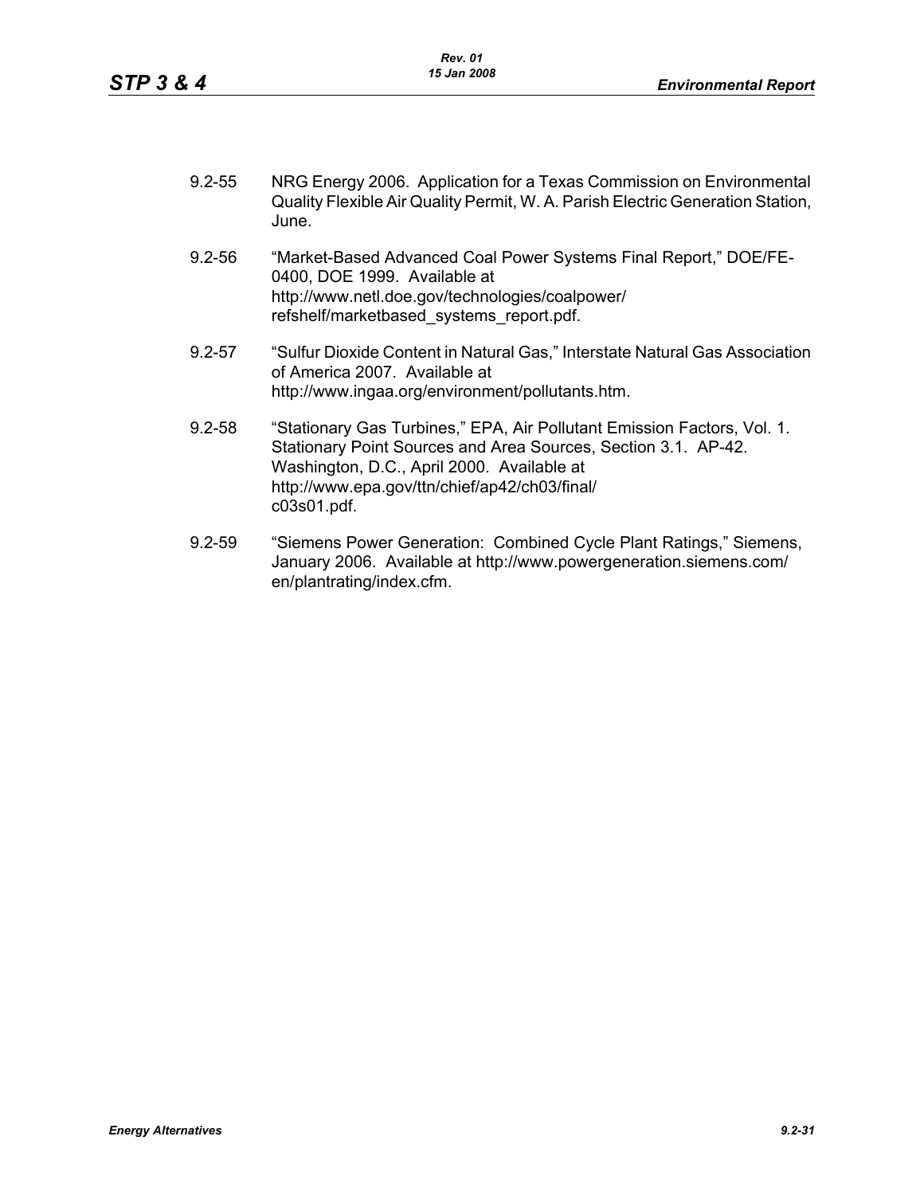9.2-55 NRG Energy 2006. Application for a Texas Commission on Environmental Quality Flexible Air Quality Permit, W. A. Parish Electric Generation Station, June.

9.2-56 "Market-Based Advanced Coal Power Systems Final Report," DOE/FE-0400, DOE 1999. Available at http://www.netl.doe.gov/technologies/coalpower/refshelf/marketbased_systems_report.pdf.

9.2-57 "Sulfur Dioxide Content in Natural Gas," Interstate Natural Gas Association of America 2007. Available at http://www.ingaa.org/environment/pollutants.htm.

9.2-58 "Stationary Gas Turbines," EPA, Air Pollutant Emission Factors, Vol. 1. Stationary Point Sources and Area Sources, Section 3.1. AP-42. Washington, D.C., April 2000. Available at http://www.epa.gov/ttn/chief/ap42/ch03/final/c03s01.pdf.

9.2-59 "Siemens Power Generation: Combined Cycle Plant Ratings," Siemens, January 2006. Available at http://www.powergeneration.siemens.com/en/plantrating/index.cfm.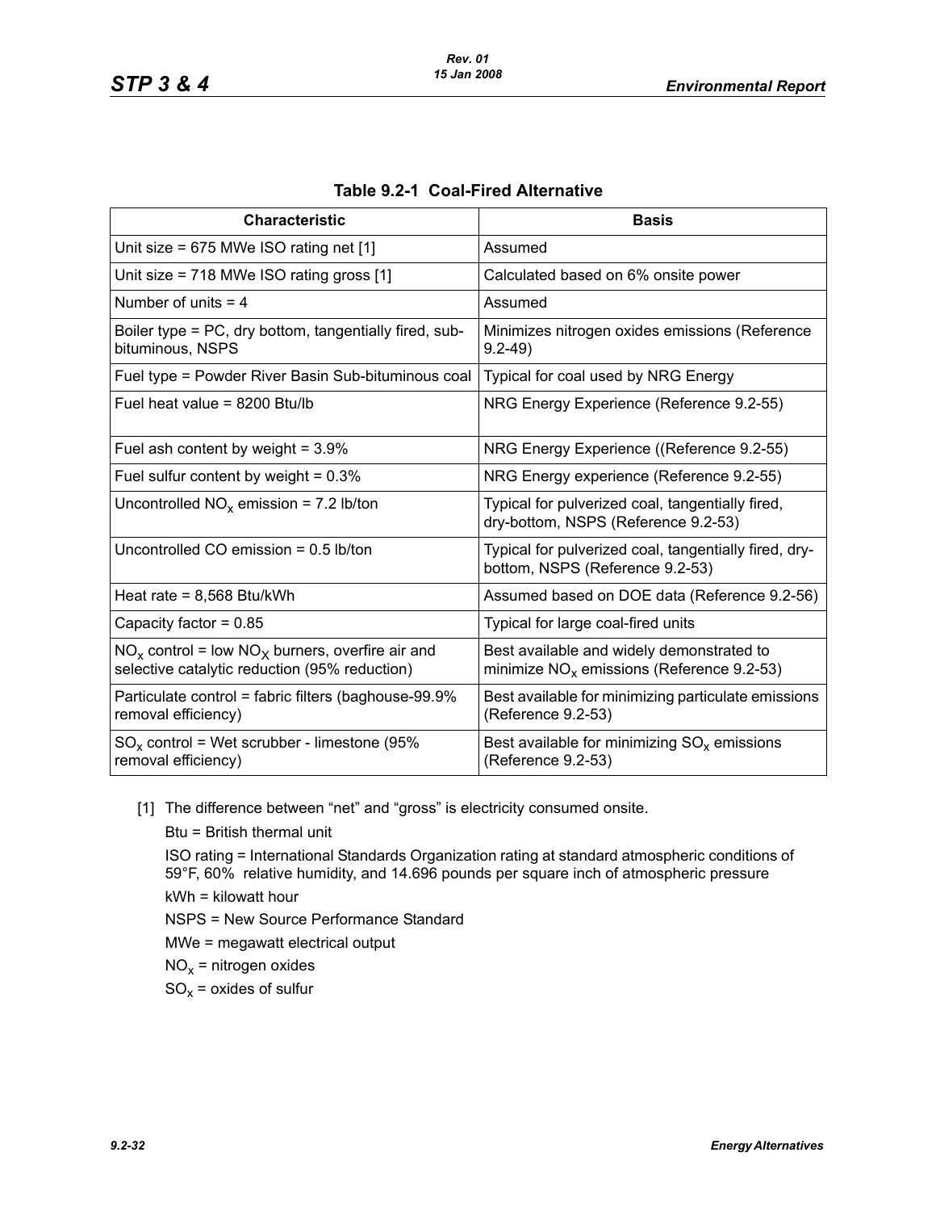**Table 9.2-1 Coal-Fired Alternative**

| Characteristic | Basis |
|---|---|
| Unit size = 675 MWe ISO rating net [1] | Assumed |
| Unit size = 718 MWe ISO rating gross [1] | Calculated based on 6% onsite power |
| Number of units = 4 | Assumed |
| Boiler type = PC, dry bottom, tangentially fired, sub-bituminous, NSPS | Minimizes nitrogen oxides emissions (Reference 9.2-49) |
| Fuel type = Powder River Basin Sub-bituminous coal | Typical for coal used by NRG Energy |
| Fuel heat value = 8200 Btu/lb | NRG Energy Experience (Reference 9.2-55) |
| Fuel ash content by weight = 3.9% | NRG Energy Experience ((Reference 9.2-55) |
| Fuel sulfur content by weight = 0.3% | NRG Energy experience (Reference 9.2-55) |
| Uncontrolled $NO_x$ emission = 7.2 lb/ton | Typical for pulverized coal, tangentially fired, dry-bottom, NSPS (Reference 9.2-53) |
| Uncontrolled CO emission = 0.5 lb/ton | Typical for pulverized coal, tangentially fired, dry-bottom, NSPS (Reference 9.2-53) |
| Heat rate = 8,568 Btu/kWh | Assumed based on DOE data (Reference 9.2-56) |
| Capacity factor = 0.85 | Typical for large coal-fired units |
| $NO_x$ control = low $NO_X$ burners, overfire air and selective catalytic reduction (95% reduction) | Best available and widely demonstrated to minimize $NO_x$ emissions (Reference 9.2-53) |
| Particulate control = fabric filters (baghouse-99.9% removal efficiency) | Best available for minimizing particulate emissions (Reference 9.2-53) |
| $SO_x$ control = Wet scrubber - limestone (95% removal efficiency) | Best available for minimizing $SO_x$ emissions (Reference 9.2-53) |

[1] The difference between "net" and "gross" is electricity consumed onsite.

Btu = British thermal unit

ISO rating = International Standards Organization rating at standard atmospheric conditions of 59°F, 60% relative humidity, and 14.696 pounds per square inch of atmospheric pressure

kWh = kilowatt hour

NSPS = New Source Performance Standard

MWe = megawatt electrical output

$NO_x$ = nitrogen oxides

$SO_x$ = oxides of sulfur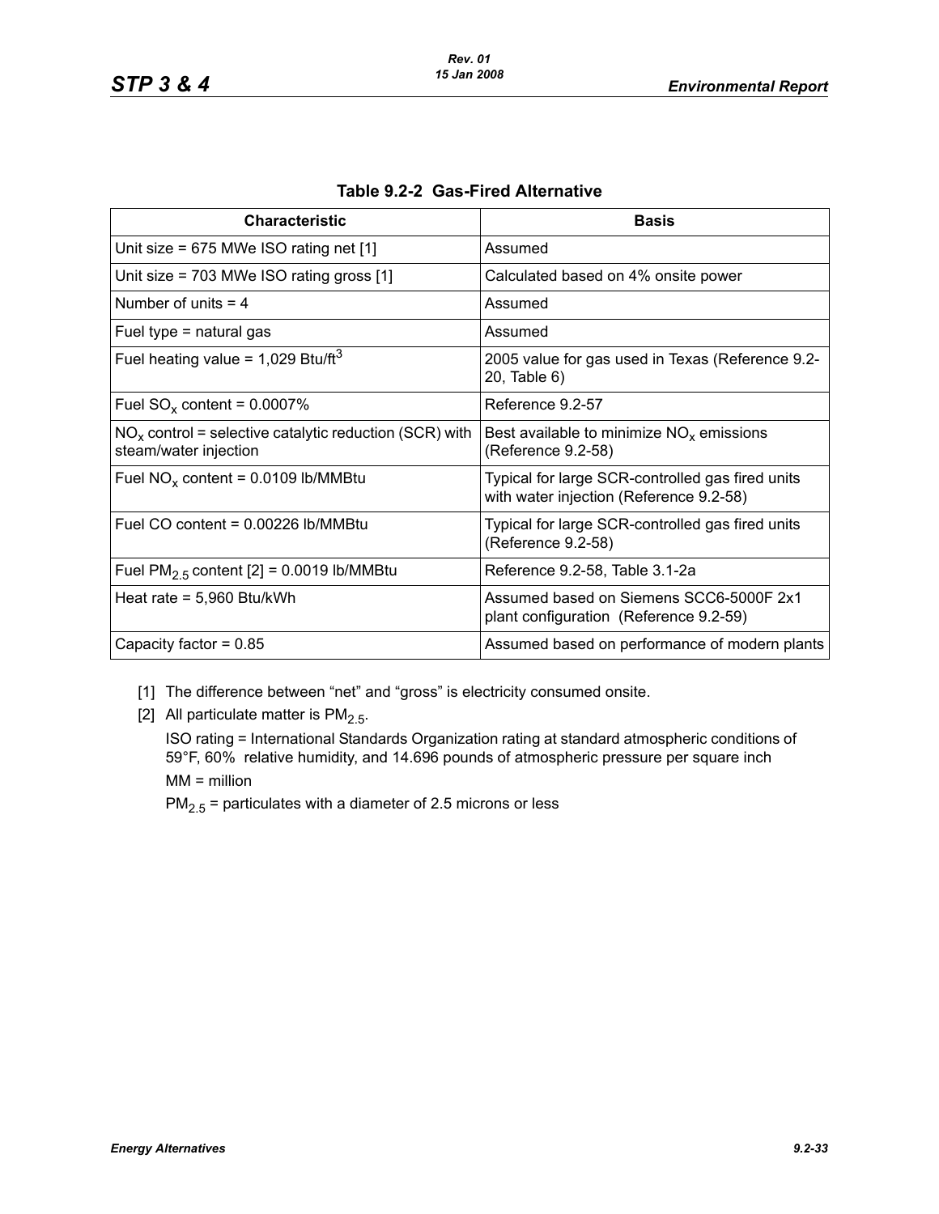**Table 9.2-2 Gas-Fired Alternative**

| Characteristic | Basis |
|---|---|
| Unit size = 675 MWe ISO rating net [1] | Assumed |
| Unit size = 703 MWe ISO rating gross [1] | Calculated based on 4% onsite power |
| Number of units = 4 | Assumed |
| Fuel type = natural gas | Assumed |
| Fuel heating value = 1,029 Btu/ft$^3$ | 2005 value for gas used in Texas (Reference 9.2-20, Table 6) |
| Fuel $SO_x$ content = 0.0007% | Reference 9.2-57 |
| $NO_x$ control = selective catalytic reduction (SCR) with steam/water injection | Best available to minimize $NO_x$ emissions (Reference 9.2-58) |
| Fuel $NO_x$ content = 0.0109 lb/MMBtu | Typical for large SCR-controlled gas fired units with water injection (Reference 9.2-58) |
| Fuel CO content = 0.00226 lb/MMBtu | Typical for large SCR-controlled gas fired units (Reference 9.2-58) |
| Fuel $PM_{2.5}$ content [2] = 0.0019 lb/MMBtu | Reference 9.2-58, Table 3.1-2a |
| Heat rate = 5,960 Btu/kWh | Assumed based on Siemens SCC6-5000F 2x1 plant configuration (Reference 9.2-59) |
| Capacity factor = 0.85 | Assumed based on performance of modern plants |

[1] The difference between "net" and "gross" is electricity consumed onsite.

[2] All particulate matter is $PM_{2.5}$.

ISO rating = International Standards Organization rating at standard atmospheric conditions of 59°F, 60% relative humidity, and 14.696 pounds of atmospheric pressure per square inch

MM = million

$PM_{2.5}$ = particulates with a diameter of 2.5 microns or less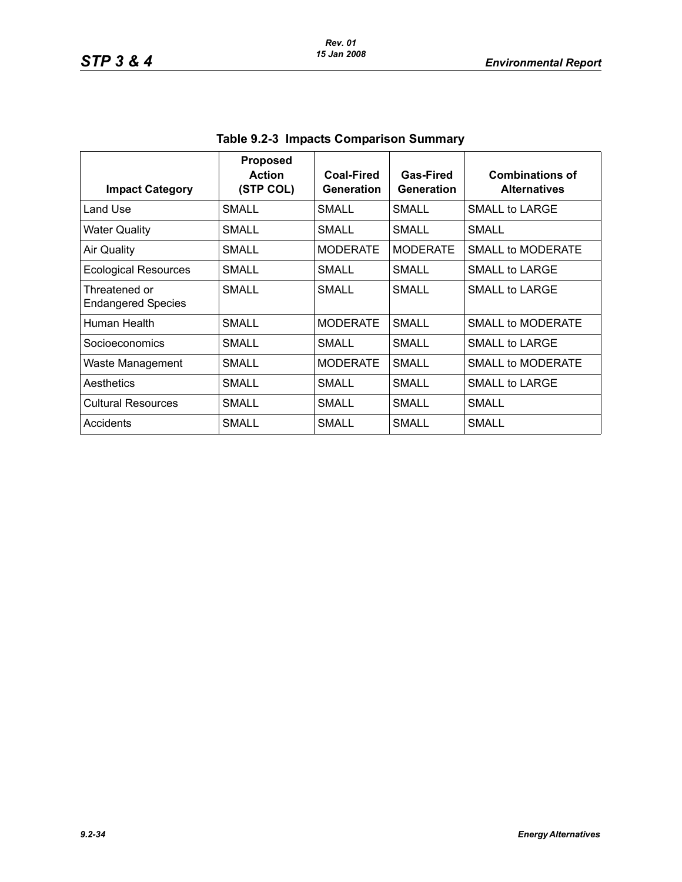**Table 9.2-3 Impacts Comparison Summary**

| Impact Category | Proposed Action (STP COL) | Coal-Fired Generation | Gas-Fired Generation | Combinations of Alternatives |
|---|---|---|---|---|
| Land Use | SMALL | SMALL | SMALL | SMALL to LARGE |
| Water Quality | SMALL | SMALL | SMALL | SMALL |
| Air Quality | SMALL | MODERATE | MODERATE | SMALL to MODERATE |
| Ecological Resources | SMALL | SMALL | SMALL | SMALL to LARGE |
| Threatened or Endangered Species | SMALL | SMALL | SMALL | SMALL to LARGE |
| Human Health | SMALL | MODERATE | SMALL | SMALL to MODERATE |
| Socioeconomics | SMALL | SMALL | SMALL | SMALL to LARGE |
| Waste Management | SMALL | MODERATE | SMALL | SMALL to MODERATE |
| Aesthetics | SMALL | SMALL | SMALL | SMALL to LARGE |
| Cultural Resources | SMALL | SMALL | SMALL | SMALL |
| Accidents | SMALL | SMALL | SMALL | SMALL |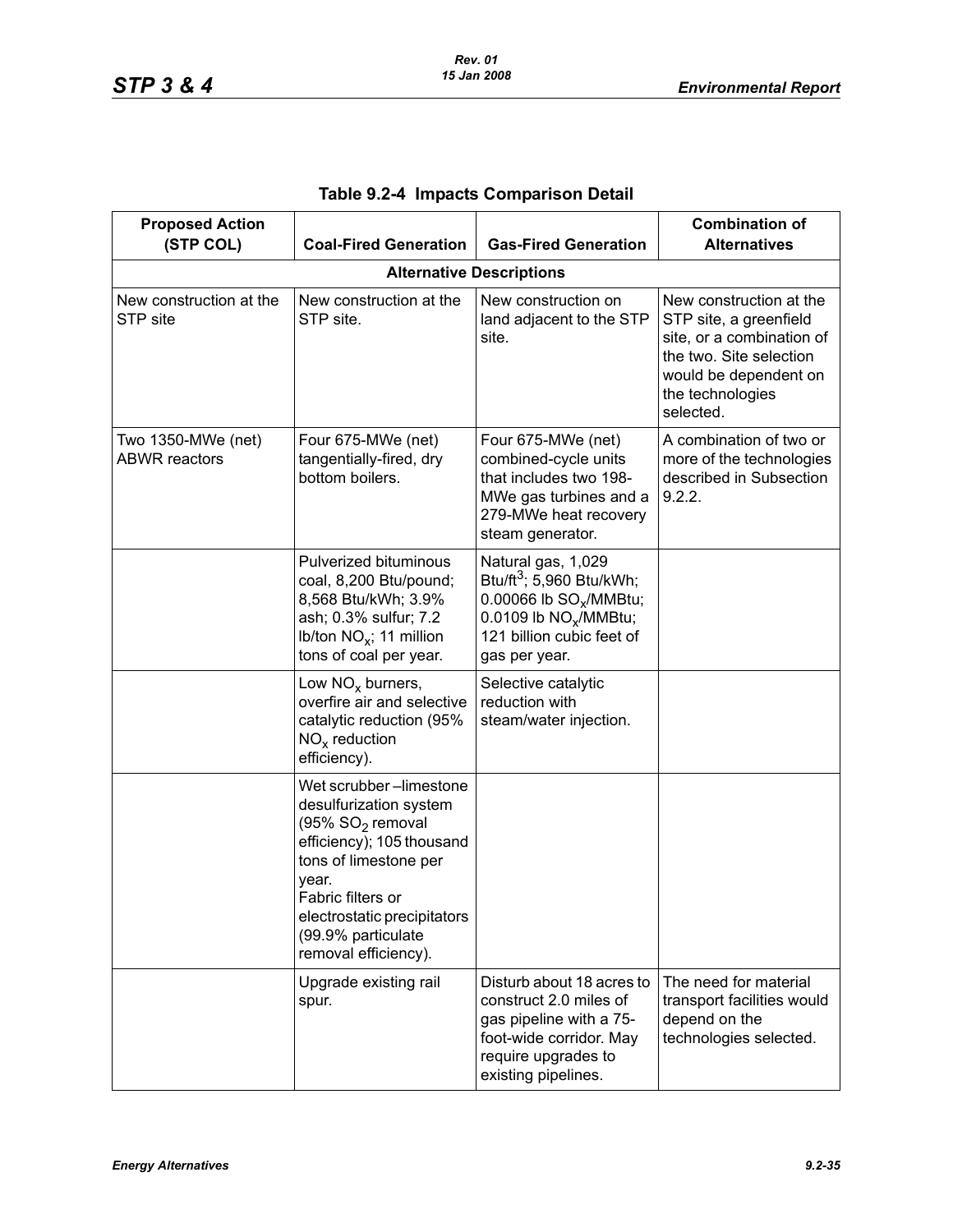**Table 9.2-4 Impacts Comparison Detail**

| Proposed Action (STP COL) | Coal-Fired Generation | Gas-Fired Generation | Combination of Alternatives |
|---|---|---|---|
| **Alternative Descriptions** | | | |
| New construction at the STP site | New construction at the STP site. | New construction on land adjacent to the STP site. | New construction at the STP site, a greenfield site, or a combination of the two. Site selection would be dependent on the technologies selected. |
| Two 1350-MWe (net) ABWR reactors | Four 675-MWe (net) tangentially-fired, dry bottom boilers. | Four 675-MWe (net) combined-cycle units that includes two 198-MWe gas turbines and a 279-MWe heat recovery steam generator. | A combination of two or more of the technologies described in Subsection 9.2.2. |
| | Pulverized bituminous coal, 8,200 Btu/pound; 8,568 Btu/kWh; 3.9% ash; 0.3% sulfur; 7.2 lb/ton $NO_x$; 11 million tons of coal per year. | Natural gas, 1,029 Btu/ft$^3$; 5,960 Btu/kWh; 0.00066 lb $SO_x$/MMBtu; 0.0109 lb $NO_x$/MMBtu; 121 billion cubic feet of gas per year. | |
| | Low $NO_x$ burners, overfire air and selective catalytic reduction (95% $NO_x$ reduction efficiency). | Selective catalytic reduction with steam/water injection. | |
| | Wet scrubber –limestone desulfurization system (95% $SO_2$ removal efficiency); 105 thousand tons of limestone per year.<br>Fabric filters or electrostatic precipitators (99.9% particulate removal efficiency). | | |
| | Upgrade existing rail spur. | Disturb about 18 acres to construct 2.0 miles of gas pipeline with a 75-foot-wide corridor. May require upgrades to existing pipelines. | The need for material transport facilities would depend on the technologies selected. |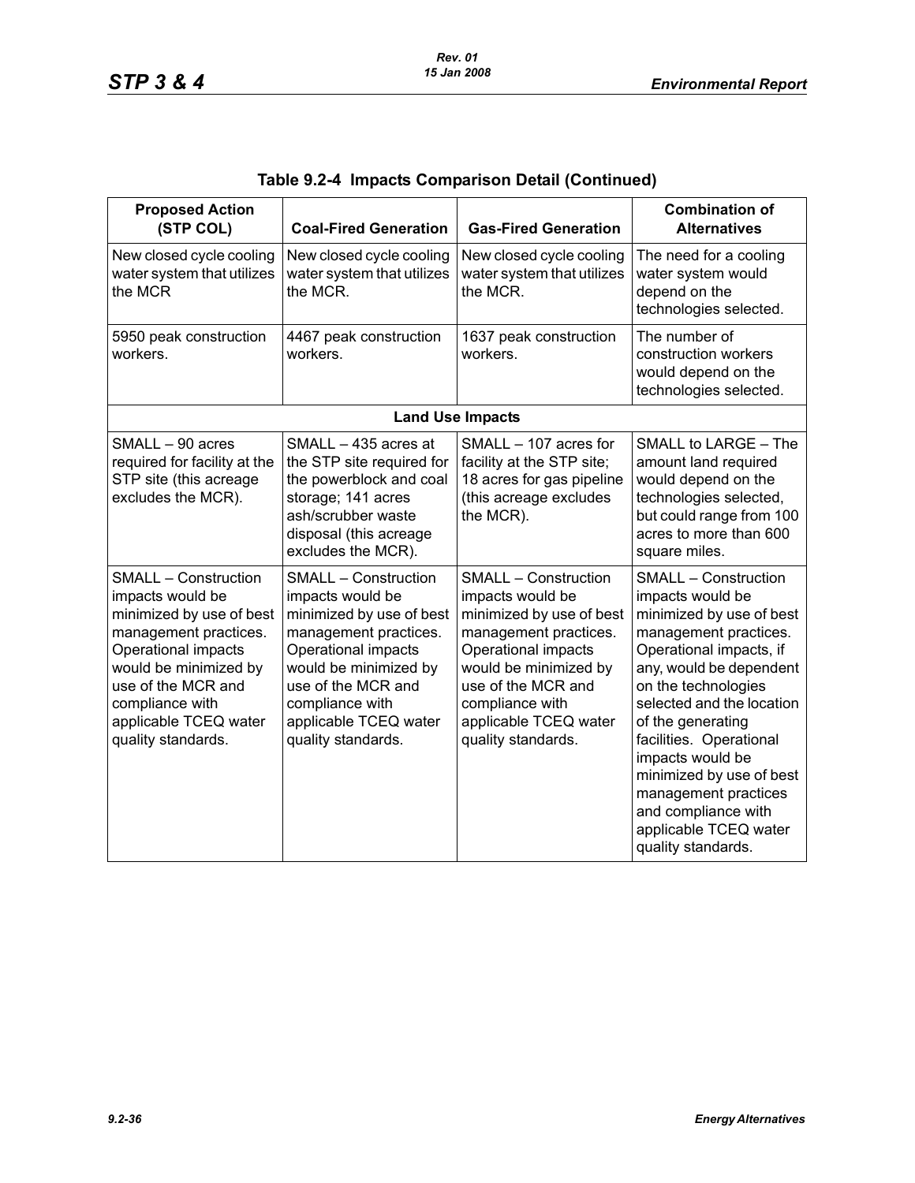## Table 9.2-4 Impacts Comparison Detail (Continued)

| Proposed Action (STP COL) | Coal-Fired Generation | Gas-Fired Generation | Combination of Alternatives |
|---|---|---|---|
| New closed cycle cooling water system that utilizes the MCR | New closed cycle cooling water system that utilizes the MCR. | New closed cycle cooling water system that utilizes the MCR. | The need for a cooling water system would depend on the technologies selected. |
| 5950 peak construction workers. | 4467 peak construction workers. | 1637 peak construction workers. | The number of construction workers would depend on the technologies selected. |
| **Land Use Impacts** | | | |
| SMALL – 90 acres required for facility at the STP site (this acreage excludes the MCR). | SMALL – 435 acres at the STP site required for the powerblock and coal storage; 141 acres ash/scrubber waste disposal (this acreage excludes the MCR). | SMALL – 107 acres for facility at the STP site; 18 acres for gas pipeline (this acreage excludes the MCR). | SMALL to LARGE – The amount land required would depend on the technologies selected, but could range from 100 acres to more than 600 square miles. |
| SMALL – Construction impacts would be minimized by use of best management practices. Operational impacts would be minimized by use of the MCR and compliance with applicable TCEQ water quality standards. | SMALL – Construction impacts would be minimized by use of best management practices. Operational impacts would be minimized by use of the MCR and compliance with applicable TCEQ water quality standards. | SMALL – Construction impacts would be minimized by use of best management practices. Operational impacts would be minimized by use of the MCR and compliance with applicable TCEQ water quality standards. | SMALL – Construction impacts would be minimized by use of best management practices. Operational impacts, if any, would be dependent on the technologies selected and the location of the generating facilities. Operational impacts would be minimized by use of best management practices and compliance with applicable TCEQ water quality standards. |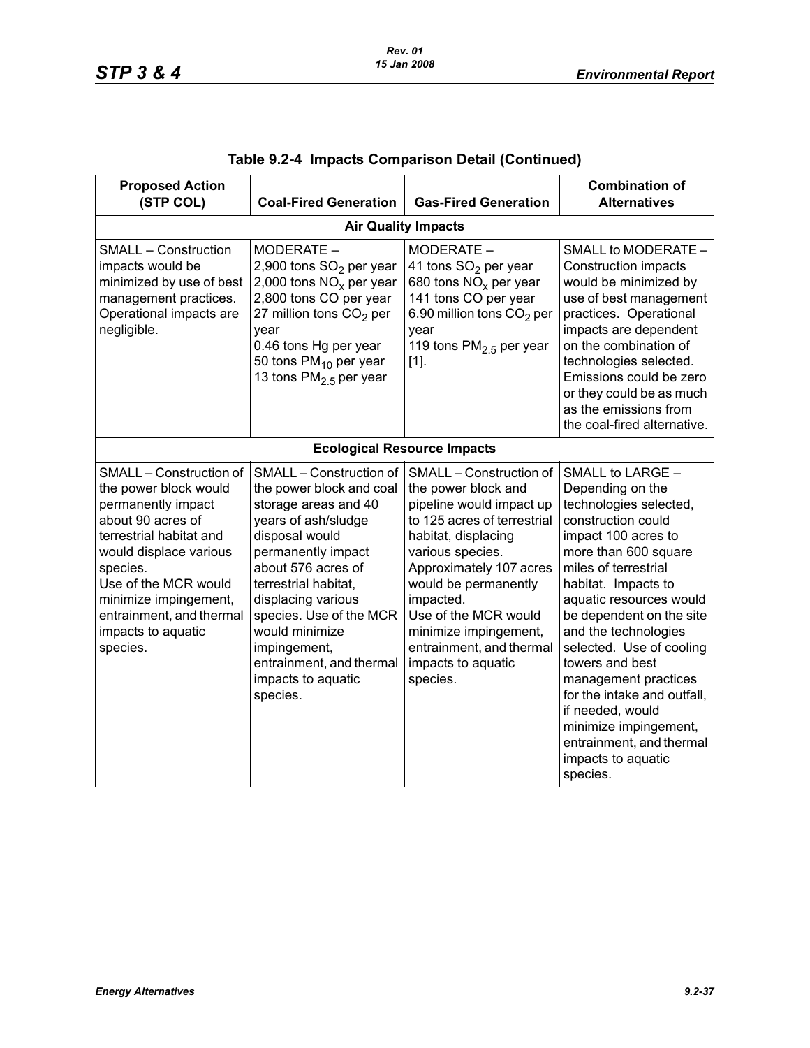## Table 9.2-4 Impacts Comparison Detail (Continued)

| Proposed Action (STP COL) | Coal-Fired Generation | Gas-Fired Generation | Combination of Alternatives |
|---|---|---|---|
| **Air Quality Impacts** | | | |
| SMALL – Construction impacts would be minimized by use of best management practices. Operational impacts are negligible. | MODERATE – 2,900 tons $SO_2$ per year 2,000 tons $NO_x$ per year 2,800 tons CO per year 27 million tons $CO_2$ per year 0.46 tons Hg per year 50 tons $PM_{10}$ per year 13 tons $PM_{2.5}$ per year | MODERATE – 41 tons $SO_2$ per year 680 tons $NO_x$ per year 141 tons CO per year 6.90 million tons $CO_2$ per year 119 tons $PM_{2.5}$ per year [1]. | SMALL to MODERATE – Construction impacts would be minimized by use of best management practices. Operational impacts are dependent on the combination of technologies selected. Emissions could be zero or they could be as much as the emissions from the coal-fired alternative. |
| **Ecological Resource Impacts** | | | |
| SMALL – Construction of the power block would permanently impact about 90 acres of terrestrial habitat and would displace various species. Use of the MCR would minimize impingement, entrainment, and thermal impacts to aquatic species. | SMALL – Construction of the power block and coal storage areas and 40 years of ash/sludge disposal would permanently impact about 576 acres of terrestrial habitat, displacing various species. Use of the MCR would minimize impingement, entrainment, and thermal impacts to aquatic species. | SMALL – Construction of the power block and pipeline would impact up to 125 acres of terrestrial habitat, displacing various species. Approximately 107 acres would be permanently impacted. Use of the MCR would minimize impingement, entrainment, and thermal impacts to aquatic species. | SMALL to LARGE – Depending on the technologies selected, construction could impact 100 acres to more than 600 square miles of terrestrial habitat. Impacts to aquatic resources would be dependent on the site and the technologies selected. Use of cooling towers and best management practices for the intake and outfall, if needed, would minimize impingement, entrainment, and thermal impacts to aquatic species. |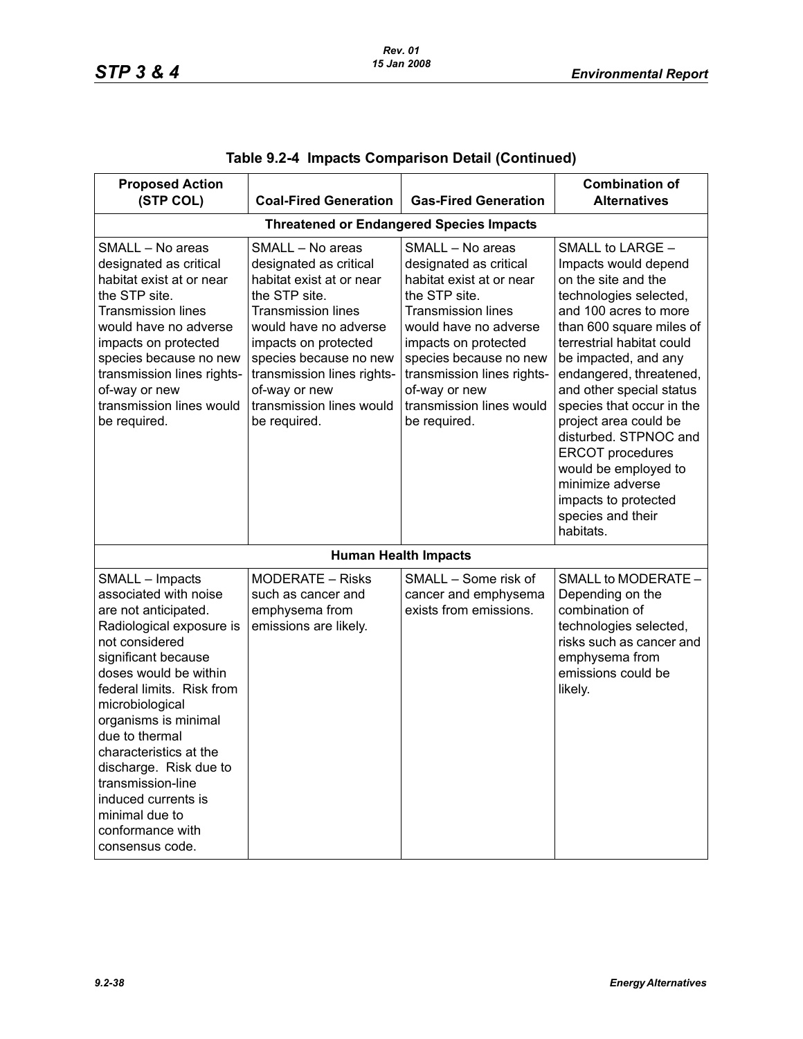**Table 9.2-4 Impacts Comparison Detail (Continued)**

| Proposed Action (STP COL) | Coal-Fired Generation | Gas-Fired Generation | Combination of Alternatives |
|---|---|---|---|
| **Threatened or Endangered Species Impacts** | | | |
| SMALL – No areas designated as critical habitat exist at or near the STP site. Transmission lines would have no adverse impacts on protected species because no new transmission lines rights-of-way or new transmission lines would be required. | SMALL – No areas designated as critical habitat exist at or near the STP site. Transmission lines would have no adverse impacts on protected species because no new transmission lines rights-of-way or new transmission lines would be required. | SMALL – No areas designated as critical habitat exist at or near the STP site. Transmission lines would have no adverse impacts on protected species because no new transmission lines rights-of-way or new transmission lines would be required. | SMALL to LARGE – Impacts would depend on the site and the technologies selected, and 100 acres to more than 600 square miles of terrestrial habitat could be impacted, and any endangered, threatened, and other special status species that occur in the project area could be disturbed. STPNOC and ERCOT procedures would be employed to minimize adverse impacts to protected species and their habitats. |
| **Human Health Impacts** | | | |
| SMALL – Impacts associated with noise are not anticipated. Radiological exposure is not considered significant because doses would be within federal limits. Risk from microbiological organisms is minimal due to thermal characteristics at the discharge. Risk due to transmission-line induced currents is minimal due to conformance with consensus code. | MODERATE – Risks such as cancer and emphysema from emissions are likely. | SMALL – Some risk of cancer and emphysema exists from emissions. | SMALL to MODERATE – Depending on the combination of technologies selected, risks such as cancer and emphysema from emissions could be likely. |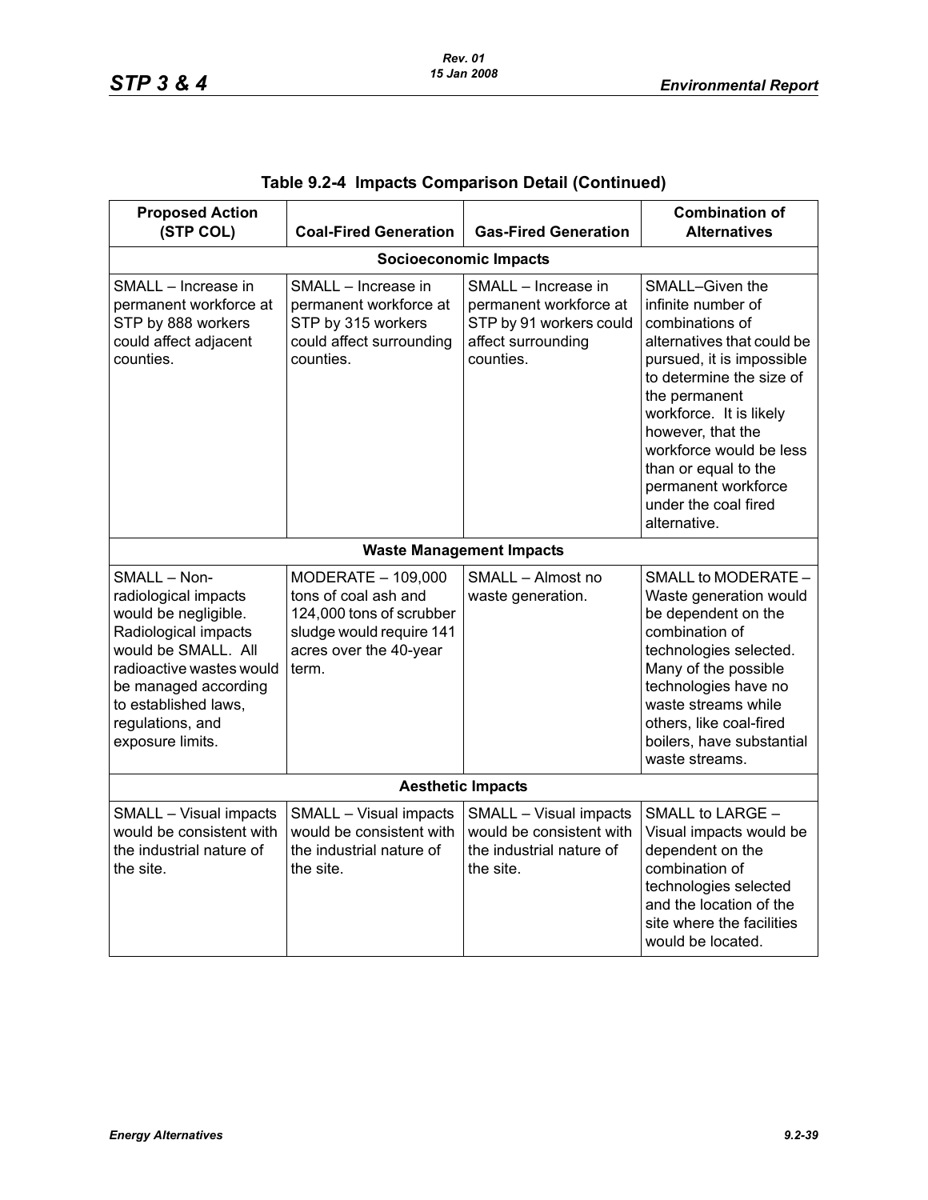## Table 9.2-4 Impacts Comparison Detail (Continued)

| Proposed Action (STP COL) | Coal-Fired Generation | Gas-Fired Generation | Combination of Alternatives |
|---|---|---|---|
| **Socioeconomic Impacts** | | | |
| SMALL – Increase in permanent workforce at STP by 888 workers could affect adjacent counties. | SMALL – Increase in permanent workforce at STP by 315 workers could affect surrounding counties. | SMALL – Increase in permanent workforce at STP by 91 workers could affect surrounding counties. | SMALL–Given the infinite number of combinations of alternatives that could be pursued, it is impossible to determine the size of the permanent workforce. It is likely however, that the workforce would be less than or equal to the permanent workforce under the coal fired alternative. |
| **Waste Management Impacts** | | | |
| SMALL – Non-radiological impacts would be negligible. Radiological impacts would be SMALL. All radioactive wastes would be managed according to established laws, regulations, and exposure limits. | MODERATE – 109,000 tons of coal ash and 124,000 tons of scrubber sludge would require 141 acres over the 40-year term. | SMALL – Almost no waste generation. | SMALL to MODERATE – Waste generation would be dependent on the combination of technologies selected. Many of the possible technologies have no waste streams while others, like coal-fired boilers, have substantial waste streams. |
| **Aesthetic Impacts** | | | |
| SMALL – Visual impacts would be consistent with the industrial nature of the site. | SMALL – Visual impacts would be consistent with the industrial nature of the site. | SMALL – Visual impacts would be consistent with the industrial nature of the site. | SMALL to LARGE – Visual impacts would be dependent on the combination of technologies selected and the location of the site where the facilities would be located. |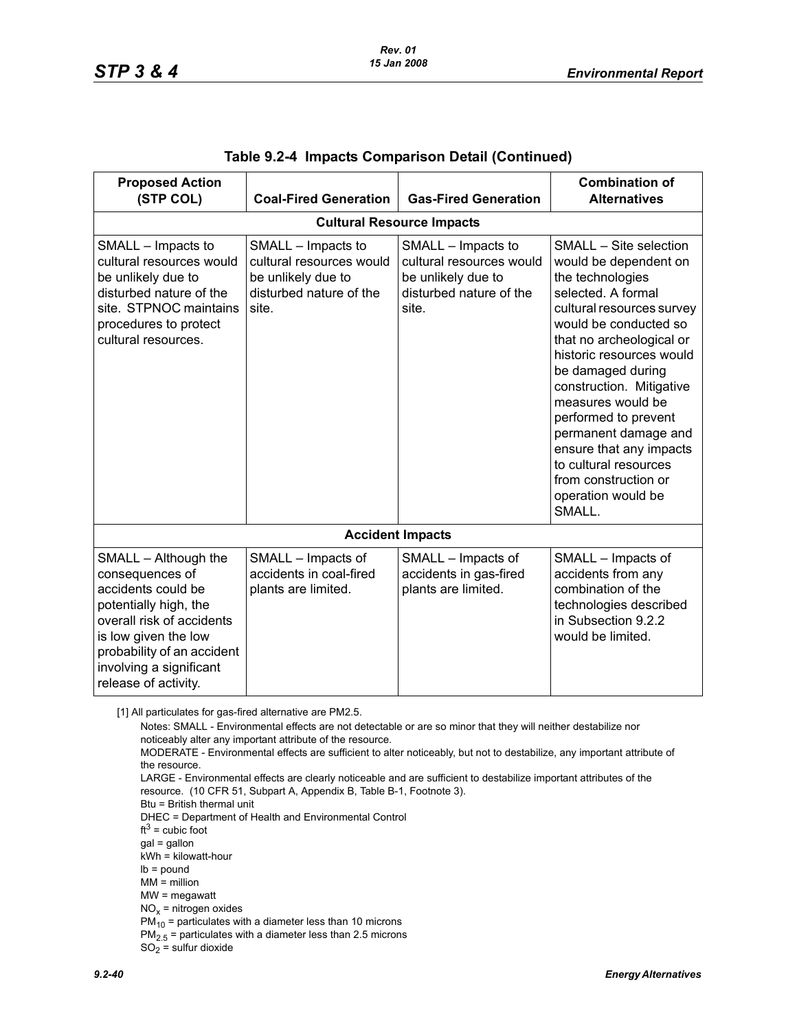**Table 9.2-4 Impacts Comparison Detail (Continued)**

| Proposed Action (STP COL) | Coal-Fired Generation | Gas-Fired Generation | Combination of Alternatives |
|---|---|---|---|
| **Cultural Resource Impacts** | | | |
| SMALL – Impacts to cultural resources would be unlikely due to disturbed nature of the site. STPNOC maintains procedures to protect cultural resources. | SMALL – Impacts to cultural resources would be unlikely due to disturbed nature of the site. | SMALL – Impacts to cultural resources would be unlikely due to disturbed nature of the site. | SMALL – Site selection would be dependent on the technologies selected. A formal cultural resources survey would be conducted so that no archeological or historic resources would be damaged during construction. Mitigative measures would be performed to prevent permanent damage and ensure that any impacts to cultural resources from construction or operation would be SMALL. |
| **Accident Impacts** | | | |
| SMALL – Although the consequences of accidents could be potentially high, the overall risk of accidents is low given the low probability of an accident involving a significant release of activity. | SMALL – Impacts of accidents in coal-fired plants are limited. | SMALL – Impacts of accidents in gas-fired plants are limited. | SMALL – Impacts of accidents from any combination of the technologies described in Subsection 9.2.2 would be limited. |

[1] All particulates for gas-fired alternative are PM2.5.

Notes: SMALL - Environmental effects are not detectable or are so minor that they will neither destabilize nor noticeably alter any important attribute of the resource.

MODERATE - Environmental effects are sufficient to alter noticeably, but not to destabilize, any important attribute of the resource.

LARGE - Environmental effects are clearly noticeable and are sufficient to destabilize important attributes of the resource. (10 CFR 51, Subpart A, Appendix B, Table B-1, Footnote 3).

Btu = British thermal unit

DHEC = Department of Health and Environmental Control

$ft^3$ = cubic foot

gal = gallon

kWh = kilowatt-hour

lb = pound

MM = million

MW = megawatt

$NO_x$ = nitrogen oxides

$PM_{10}$ = particulates with a diameter less than 10 microns

$PM_{2.5}$ = particulates with a diameter less than 2.5 microns

$SO_2$ = sulfur dioxide